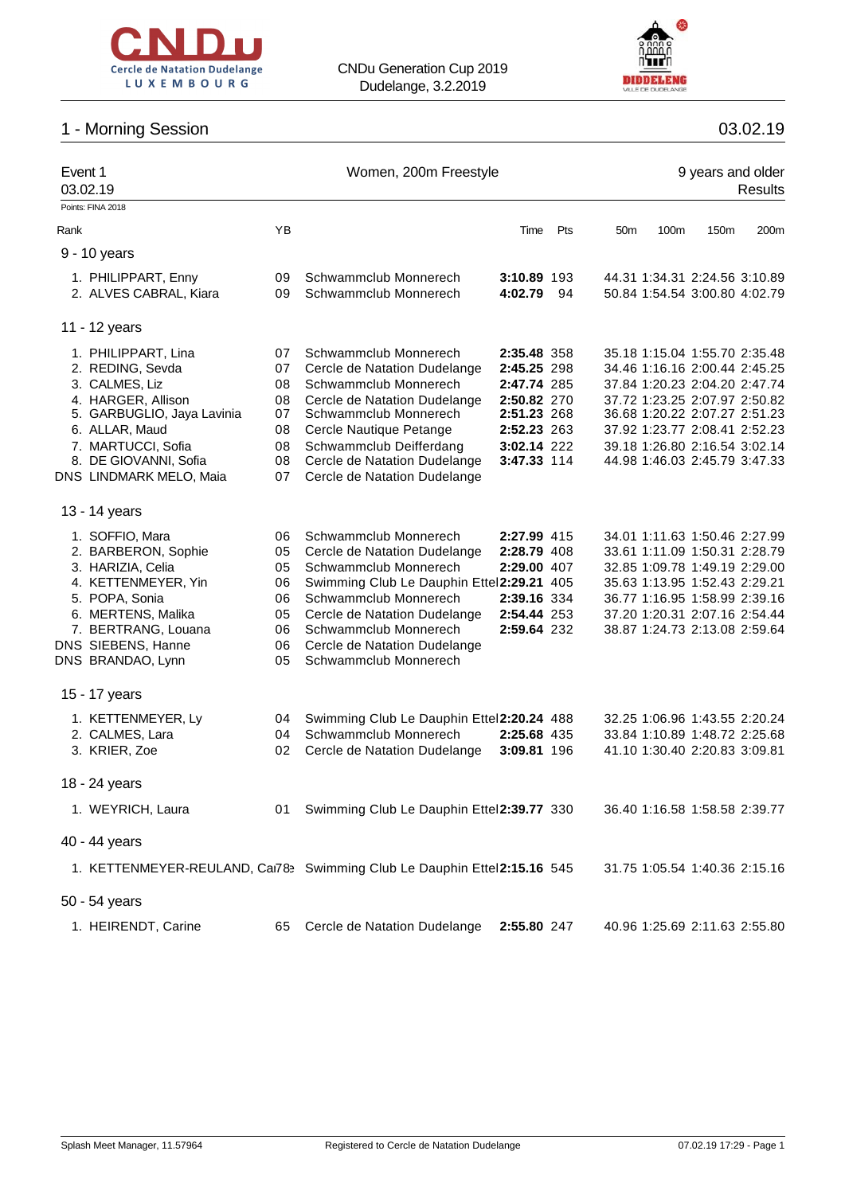CNDu Generation Cup 2019
Dudelange, 3.2.2019

## 1 - Morning Session

03.02.19

### Event 1 — Women, 200m Freestyle — 9 years and older

03.02.19 — Results

Points: FINA 2018

| Rank | | YB | | Time | Pts | 50m | 100m | 150m | 200m |
|---|---|---|---|---|---|---|---|---|---|
| **9 - 10 years** | | | | | | | | | |
| 1. | PHILIPPART, Enny | 09 | Schwammclub Monnerech | **3:10.89** | 193 | 44.31 | 1:34.31 | 2:24.56 | 3:10.89 |
| 2. | ALVES CABRAL, Kiara | 09 | Schwammclub Monnerech | **4:02.79** | 94 | 50.84 | 1:54.54 | 3:00.80 | 4:02.79 |
| **11 - 12 years** | | | | | | | | | |
| 1. | PHILIPPART, Lina | 07 | Schwammclub Monnerech | **2:35.48** | 358 | 35.18 | 1:15.04 | 1:55.70 | 2:35.48 |
| 2. | REDING, Sevda | 07 | Cercle de Natation Dudelange | **2:45.25** | 298 | 34.46 | 1:16.16 | 2:00.44 | 2:45.25 |
| 3. | CALMES, Liz | 08 | Schwammclub Monnerech | **2:47.74** | 285 | 37.84 | 1:20.23 | 2:04.20 | 2:47.74 |
| 4. | HARGER, Allison | 08 | Cercle de Natation Dudelange | **2:50.82** | 270 | 37.72 | 1:23.25 | 2:07.97 | 2:50.82 |
| 5. | GARBUGLIO, Jaya Lavinia | 07 | Schwammclub Monnerech | **2:51.23** | 268 | 36.68 | 1:20.22 | 2:07.27 | 2:51.23 |
| 6. | ALLAR, Maud | 08 | Cercle Nautique Petange | **2:52.23** | 263 | 37.92 | 1:23.77 | 2:08.41 | 2:52.23 |
| 7. | MARTUCCI, Sofia | 08 | Schwammclub Deifferdang | **3:02.14** | 222 | 39.18 | 1:26.80 | 2:16.54 | 3:02.14 |
| 8. | DE GIOVANNI, Sofia | 08 | Cercle de Natation Dudelange | **3:47.33** | 114 | 44.98 | 1:46.03 | 2:45.79 | 3:47.33 |
| DNS | LINDMARK MELO, Maia | 07 | Cercle de Natation Dudelange | | | | | | |
| **13 - 14 years** | | | | | | | | | |
| 1. | SOFFIO, Mara | 06 | Schwammclub Monnerech | **2:27.99** | 415 | 34.01 | 1:11.63 | 1:50.46 | 2:27.99 |
| 2. | BARBERON, Sophie | 05 | Cercle de Natation Dudelange | **2:28.79** | 408 | 33.61 | 1:11.09 | 1:50.31 | 2:28.79 |
| 3. | HARIZIA, Celia | 05 | Schwammclub Monnerech | **2:29.00** | 407 | 32.85 | 1:09.78 | 1:49.19 | 2:29.00 |
| 4. | KETTENMEYER, Yin | 06 | Swimming Club Le Dauphin Ettel | **2:29.21** | 405 | 35.63 | 1:13.95 | 1:52.43 | 2:29.21 |
| 5. | POPA, Sonia | 06 | Schwammclub Monnerech | **2:39.16** | 334 | 36.77 | 1:16.95 | 1:58.99 | 2:39.16 |
| 6. | MERTENS, Malika | 05 | Cercle de Natation Dudelange | **2:54.44** | 253 | 37.20 | 1:20.31 | 2:07.16 | 2:54.44 |
| 7. | BERTRANG, Louana | 06 | Schwammclub Monnerech | **2:59.64** | 232 | 38.87 | 1:24.73 | 2:13.08 | 2:59.64 |
| DNS | SIEBENS, Hanne | 06 | Cercle de Natation Dudelange | | | | | | |
| DNS | BRANDAO, Lynn | 05 | Schwammclub Monnerech | | | | | | |
| **15 - 17 years** | | | | | | | | | |
| 1. | KETTENMEYER, Ly | 04 | Swimming Club Le Dauphin Ettel | **2:20.24** | 488 | 32.25 | 1:06.96 | 1:43.55 | 2:20.24 |
| 2. | CALMES, Lara | 04 | Schwammclub Monnerech | **2:25.68** | 435 | 33.84 | 1:10.89 | 1:48.72 | 2:25.68 |
| 3. | KRIER, Zoe | 02 | Cercle de Natation Dudelange | **3:09.81** | 196 | 41.10 | 1:30.40 | 2:20.83 | 3:09.81 |
| **18 - 24 years** | | | | | | | | | |
| 1. | WEYRICH, Laura | 01 | Swimming Club Le Dauphin Ettel | **2:39.77** | 330 | 36.40 | 1:16.58 | 1:58.58 | 2:39.77 |
| **40 - 44 years** | | | | | | | | | |
| 1. | KETTENMEYER-REULAND, Ca | 78 | Swimming Club Le Dauphin Ettel | **2:15.16** | 545 | 31.75 | 1:05.54 | 1:40.36 | 2:15.16 |
| **50 - 54 years** | | | | | | | | | |
| 1. | HEIRENDT, Carine | 65 | Cercle de Natation Dudelange | **2:55.80** | 247 | 40.96 | 1:25.69 | 2:11.63 | 2:55.80 |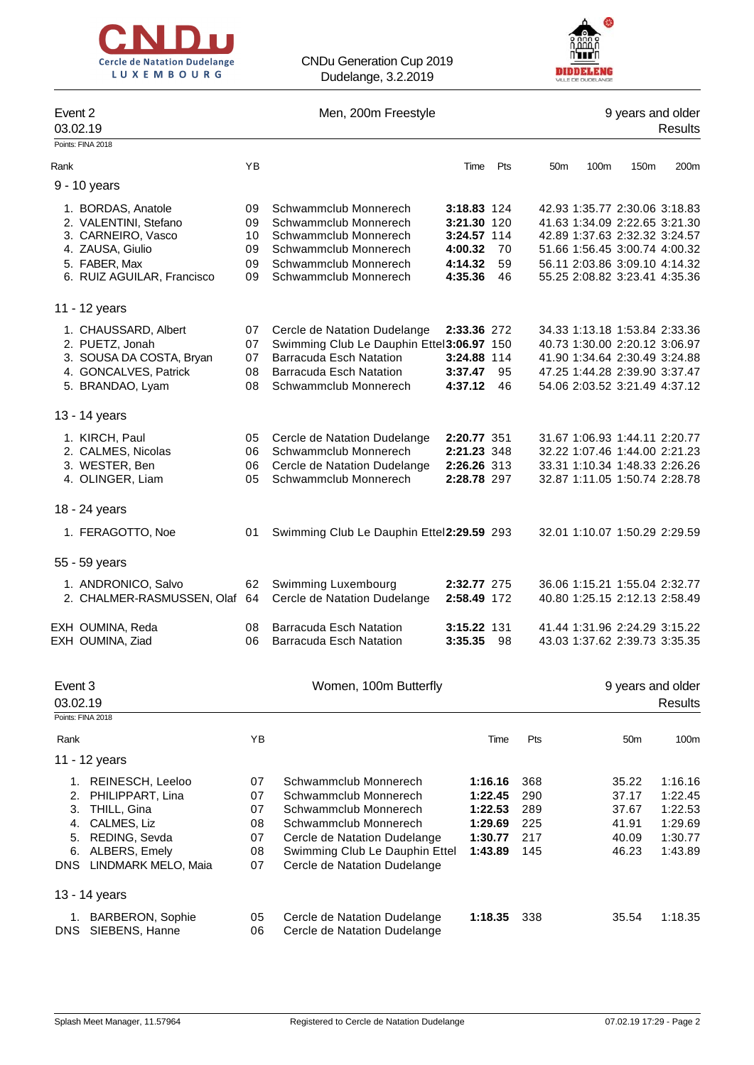CNDu Generation Cup 2019
Dudelange, 3.2.2019

## Event 2 — Men, 200m Freestyle — 9 years and older

03.02.19 — Results

Points: FINA 2018

| Rank | | YB | | Time | Pts | 50m | 100m | 150m | 200m |
|---|---|---|---|---|---|---|---|---|---|
| **9 - 10 years** | | | | | | | | | |
| 1. | BORDAS, Anatole | 09 | Schwammclub Monnerech | **3:18.83** | 124 | 42.93 | 1:35.77 | 2:30.06 | 3:18.83 |
| 2. | VALENTINI, Stefano | 09 | Schwammclub Monnerech | **3:21.30** | 120 | 41.63 | 1:34.09 | 2:22.65 | 3:21.30 |
| 3. | CARNEIRO, Vasco | 10 | Schwammclub Monnerech | **3:24.57** | 114 | 42.89 | 1:37.63 | 2:32.32 | 3:24.57 |
| 4. | ZAUSA, Giulio | 09 | Schwammclub Monnerech | **4:00.32** | 70 | 51.66 | 1:56.45 | 3:00.74 | 4:00.32 |
| 5. | FABER, Max | 09 | Schwammclub Monnerech | **4:14.32** | 59 | 56.11 | 2:03.86 | 3:09.10 | 4:14.32 |
| 6. | RUIZ AGUILAR, Francisco | 09 | Schwammclub Monnerech | **4:35.36** | 46 | 55.25 | 2:08.82 | 3:23.41 | 4:35.36 |
| **11 - 12 years** | | | | | | | | | |
| 1. | CHAUSSARD, Albert | 07 | Cercle de Natation Dudelange | **2:33.36** | 272 | 34.33 | 1:13.18 | 1:53.84 | 2:33.36 |
| 2. | PUETZ, Jonah | 07 | Swimming Club Le Dauphin Ettel | **3:06.97** | 150 | 40.73 | 1:30.00 | 2:20.12 | 3:06.97 |
| 3. | SOUSA DA COSTA, Bryan | 07 | Barracuda Esch Natation | **3:24.88** | 114 | 41.90 | 1:34.64 | 2:30.49 | 3:24.88 |
| 4. | GONCALVES, Patrick | 08 | Barracuda Esch Natation | **3:37.47** | 95 | 47.25 | 1:44.28 | 2:39.90 | 3:37.47 |
| 5. | BRANDAO, Lyam | 08 | Schwammclub Monnerech | **4:37.12** | 46 | 54.06 | 2:03.52 | 3:21.49 | 4:37.12 |
| **13 - 14 years** | | | | | | | | | |
| 1. | KIRCH, Paul | 05 | Cercle de Natation Dudelange | **2:20.77** | 351 | 31.67 | 1:06.93 | 1:44.11 | 2:20.77 |
| 2. | CALMES, Nicolas | 06 | Schwammclub Monnerech | **2:21.23** | 348 | 32.22 | 1:07.46 | 1:44.00 | 2:21.23 |
| 3. | WESTER, Ben | 06 | Cercle de Natation Dudelange | **2:26.26** | 313 | 33.31 | 1:10.34 | 1:48.33 | 2:26.26 |
| 4. | OLINGER, Liam | 05 | Schwammclub Monnerech | **2:28.78** | 297 | 32.87 | 1:11.05 | 1:50.74 | 2:28.78 |
| **18 - 24 years** | | | | | | | | | |
| 1. | FERAGOTTO, Noe | 01 | Swimming Club Le Dauphin Ettel | **2:29.59** | 293 | 32.01 | 1:10.07 | 1:50.29 | 2:29.59 |
| **55 - 59 years** | | | | | | | | | |
| 1. | ANDRONICO, Salvo | 62 | Swimming Luxembourg | **2:32.77** | 275 | 36.06 | 1:15.21 | 1:55.04 | 2:32.77 |
| 2. | CHALMER-RASMUSSEN, Olaf | 64 | Cercle de Natation Dudelange | **2:58.49** | 172 | 40.80 | 1:25.15 | 2:12.13 | 2:58.49 |
| EXH | OUMINA, Reda | 08 | Barracuda Esch Natation | **3:15.22** | 131 | 41.44 | 1:31.96 | 2:24.29 | 3:15.22 |
| EXH | OUMINA, Ziad | 06 | Barracuda Esch Natation | **3:35.35** | 98 | 43.03 | 1:37.62 | 2:39.73 | 3:35.35 |

## Event 3 — Women, 100m Butterfly — 9 years and older

03.02.19 — Results

Points: FINA 2018

| Rank | | YB | | Time | Pts | 50m | 100m |
|---|---|---|---|---|---|---|---|
| **11 - 12 years** | | | | | | | |
| 1. | REINESCH, Leeloo | 07 | Schwammclub Monnerech | **1:16.16** | 368 | 35.22 | 1:16.16 |
| 2. | PHILIPPART, Lina | 07 | Schwammclub Monnerech | **1:22.45** | 290 | 37.17 | 1:22.45 |
| 3. | THILL, Gina | 07 | Schwammclub Monnerech | **1:22.53** | 289 | 37.67 | 1:22.53 |
| 4. | CALMES, Liz | 08 | Schwammclub Monnerech | **1:29.69** | 225 | 41.91 | 1:29.69 |
| 5. | REDING, Sevda | 07 | Cercle de Natation Dudelange | **1:30.77** | 217 | 40.09 | 1:30.77 |
| 6. | ALBERS, Emely | 08 | Swimming Club Le Dauphin Ettel | **1:43.89** | 145 | 46.23 | 1:43.89 |
| DNS | LINDMARK MELO, Maia | 07 | Cercle de Natation Dudelange | | | | |
| **13 - 14 years** | | | | | | | |
| 1. | BARBERON, Sophie | 05 | Cercle de Natation Dudelange | **1:18.35** | 338 | 35.54 | 1:18.35 |
| DNS | SIEBENS, Hanne | 06 | Cercle de Natation Dudelange | | | | |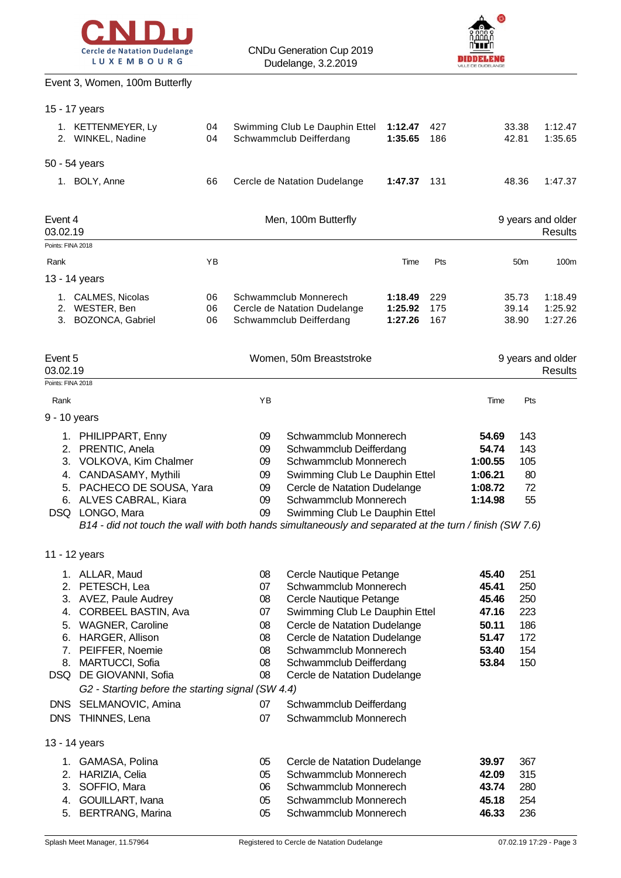Event 3, Women, 100m Butterfly

**15 - 17 years**

| Rank | Name | YB | Club | Time | Pts | 50m | 100m |
|---|---|---|---|---|---|---|---|
| 1. | KETTENMEYER, Ly | 04 | Swimming Club Le Dauphin Ettel | **1:12.47** | 427 | 33.38 | 1:12.47 |
| 2. | WINKEL, Nadine | 04 | Schwammclub Deifferdang | **1:35.65** | 186 | 42.81 | 1:35.65 |

**50 - 54 years**

| Rank | Name | YB | Club | Time | Pts | 50m | 100m |
|---|---|---|---|---|---|---|---|
| 1. | BOLY, Anne | 66 | Cercle de Natation Dudelange | **1:47.37** | 131 | 48.36 | 1:47.37 |

## Event 4 — Men, 100m Butterfly — 9 years and older

03.02.19 — Results

Points: FINA 2018

**13 - 14 years**

| Rank | Name | YB | Club | Time | Pts | 50m | 100m |
|---|---|---|---|---|---|---|---|
| 1. | CALMES, Nicolas | 06 | Schwammclub Monnerech | **1:18.49** | 229 | 35.73 | 1:18.49 |
| 2. | WESTER, Ben | 06 | Cercle de Natation Dudelange | **1:25.92** | 175 | 39.14 | 1:25.92 |
| 3. | BOZONCA, Gabriel | 06 | Schwammclub Deifferdang | **1:27.26** | 167 | 38.90 | 1:27.26 |

## Event 5 — Women, 50m Breaststroke — 9 years and older

03.02.19 — Results

Points: FINA 2018

**9 - 10 years**

| Rank | Name | YB | Club | Time | Pts |
|---|---|---|---|---|---|
| 1. | PHILIPPART, Enny | 09 | Schwammclub Monnerech | **54.69** | 143 |
| 2. | PRENTIC, Anela | 09 | Schwammclub Deifferdang | **54.74** | 143 |
| 3. | VOLKOVA, Kim Chalmer | 09 | Schwammclub Monnerech | **1:00.55** | 105 |
| 4. | CANDASAMY, Mythili | 09 | Swimming Club Le Dauphin Ettel | **1:06.21** | 80 |
| 5. | PACHECO DE SOUSA, Yara | 09 | Cercle de Natation Dudelange | **1:08.72** | 72 |
| 6. | ALVES CABRAL, Kiara | 09 | Schwammclub Monnerech | **1:14.98** | 55 |
| DSQ | LONGO, Mara | 09 | Swimming Club Le Dauphin Ettel | | |

*B14 - did not touch the wall with both hands simultaneously and separated at the turn / finish (SW 7.6)*

**11 - 12 years**

| Rank | Name | YB | Club | Time | Pts |
|---|---|---|---|---|---|
| 1. | ALLAR, Maud | 08 | Cercle Nautique Petange | **45.40** | 251 |
| 2. | PETESCH, Lea | 07 | Schwammclub Monnerech | **45.41** | 250 |
| 3. | AVEZ, Paule Audrey | 08 | Cercle Nautique Petange | **45.46** | 250 |
| 4. | CORBEEL BASTIN, Ava | 07 | Swimming Club Le Dauphin Ettel | **47.16** | 223 |
| 5. | WAGNER, Caroline | 08 | Cercle de Natation Dudelange | **50.11** | 186 |
| 6. | HARGER, Allison | 08 | Cercle de Natation Dudelange | **51.47** | 172 |
| 7. | PEIFFER, Noemie | 08 | Schwammclub Monnerech | **53.40** | 154 |
| 8. | MARTUCCI, Sofia | 08 | Schwammclub Deifferdang | **53.84** | 150 |
| DSQ | DE GIOVANNI, Sofia | 08 | Cercle de Natation Dudelange | | |

*G2 - Starting before the starting signal (SW 4.4)*

| Rank | Name | YB | Club | Time | Pts |
|---|---|---|---|---|---|
| DNS | SELMANOVIC, Amina | 07 | Schwammclub Deifferdang | | |
| DNS | THINNES, Lena | 07 | Schwammclub Monnerech | | |

**13 - 14 years**

| Rank | Name | YB | Club | Time | Pts |
|---|---|---|---|---|---|
| 1. | GAMASA, Polina | 05 | Cercle de Natation Dudelange | **39.97** | 367 |
| 2. | HARIZIA, Celia | 05 | Schwammclub Monnerech | **42.09** | 315 |
| 3. | SOFFIO, Mara | 06 | Schwammclub Monnerech | **43.74** | 280 |
| 4. | GOUILLART, Ivana | 05 | Schwammclub Monnerech | **45.18** | 254 |
| 5. | BERTRANG, Marina | 05 | Schwammclub Monnerech | **46.33** | 236 |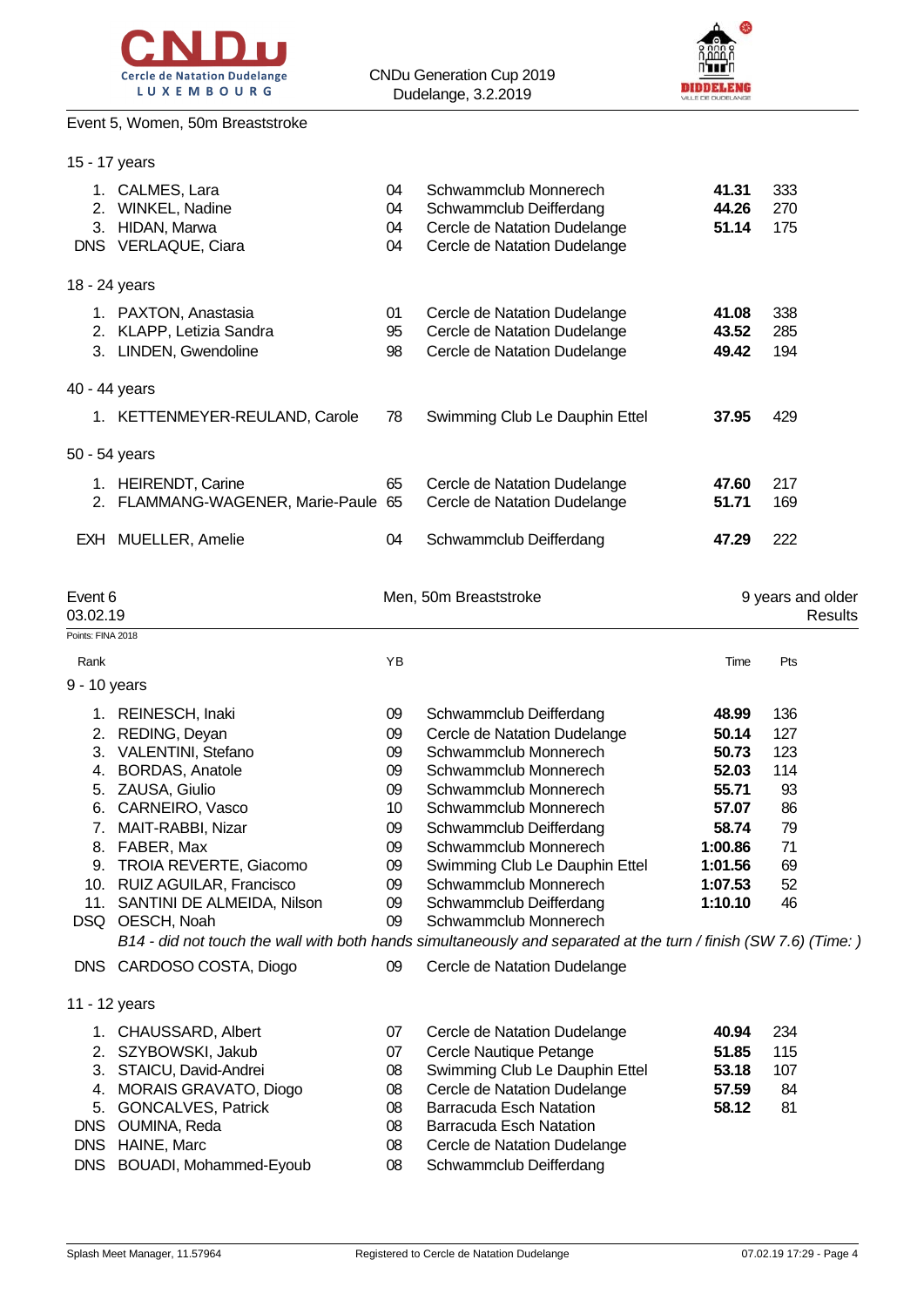Event 5, Women, 50m Breaststroke

15 - 17 years

| Rank | Name | YB | Club | Time | Pts |
|---|---|---|---|---|---|
| 1. | CALMES, Lara | 04 | Schwammclub Monnerech | **41.31** | 333 |
| 2. | WINKEL, Nadine | 04 | Schwammclub Deifferdang | **44.26** | 270 |
| 3. | HIDAN, Marwa | 04 | Cercle de Natation Dudelange | **51.14** | 175 |
| DNS | VERLAQUE, Ciara | 04 | Cercle de Natation Dudelange | | |

18 - 24 years

| Rank | Name | YB | Club | Time | Pts |
|---|---|---|---|---|---|
| 1. | PAXTON, Anastasia | 01 | Cercle de Natation Dudelange | **41.08** | 338 |
| 2. | KLAPP, Letizia Sandra | 95 | Cercle de Natation Dudelange | **43.52** | 285 |
| 3. | LINDEN, Gwendoline | 98 | Cercle de Natation Dudelange | **49.42** | 194 |

40 - 44 years

| Rank | Name | YB | Club | Time | Pts |
|---|---|---|---|---|---|
| 1. | KETTENMEYER-REULAND, Carole | 78 | Swimming Club Le Dauphin Ettel | **37.95** | 429 |

50 - 54 years

| Rank | Name | YB | Club | Time | Pts |
|---|---|---|---|---|---|
| 1. | HEIRENDT, Carine | 65 | Cercle de Natation Dudelange | **47.60** | 217 |
| 2. | FLAMMANG-WAGENER, Marie-Paule | 65 | Cercle de Natation Dudelange | **51.71** | 169 |
| EXH | MUELLER, Amelie | 04 | Schwammclub Deifferdang | **47.29** | 222 |

Event 6 — Men, 50m Breaststroke — 9 years and older

03.02.19 — Results

Points: FINA 2018

9 - 10 years

| Rank | Name | YB | Club | Time | Pts |
|---|---|---|---|---|---|
| 1. | REINESCH, Inaki | 09 | Schwammclub Deifferdang | **48.99** | 136 |
| 2. | REDING, Deyan | 09 | Cercle de Natation Dudelange | **50.14** | 127 |
| 3. | VALENTINI, Stefano | 09 | Schwammclub Monnerech | **50.73** | 123 |
| 4. | BORDAS, Anatole | 09 | Schwammclub Monnerech | **52.03** | 114 |
| 5. | ZAUSA, Giulio | 09 | Schwammclub Monnerech | **55.71** | 93 |
| 6. | CARNEIRO, Vasco | 10 | Schwammclub Monnerech | **57.07** | 86 |
| 7. | MAIT-RABBI, Nizar | 09 | Schwammclub Deifferdang | **58.74** | 79 |
| 8. | FABER, Max | 09 | Schwammclub Monnerech | **1:00.86** | 71 |
| 9. | TROIA REVERTE, Giacomo | 09 | Swimming Club Le Dauphin Ettel | **1:01.56** | 69 |
| 10. | RUIZ AGUILAR, Francisco | 09 | Schwammclub Monnerech | **1:07.53** | 52 |
| 11. | SANTINI DE ALMEIDA, Nilson | 09 | Schwammclub Deifferdang | **1:10.10** | 46 |
| DSQ | OESCH, Noah | 09 | Schwammclub Monnerech | | |
| | *B14 - did not touch the wall with both hands simultaneously and separated at the turn / finish (SW 7.6) (Time: )* | | | | |
| DNS | CARDOSO COSTA, Diogo | 09 | Cercle de Natation Dudelange | | |

11 - 12 years

| Rank | Name | YB | Club | Time | Pts |
|---|---|---|---|---|---|
| 1. | CHAUSSARD, Albert | 07 | Cercle de Natation Dudelange | **40.94** | 234 |
| 2. | SZYBOWSKI, Jakub | 07 | Cercle Nautique Petange | **51.85** | 115 |
| 3. | STAICU, David-Andrei | 08 | Swimming Club Le Dauphin Ettel | **53.18** | 107 |
| 4. | MORAIS GRAVATO, Diogo | 08 | Cercle de Natation Dudelange | **57.59** | 84 |
| 5. | GONCALVES, Patrick | 08 | Barracuda Esch Natation | **58.12** | 81 |
| DNS | OUMINA, Reda | 08 | Barracuda Esch Natation | | |
| DNS | HAINE, Marc | 08 | Cercle de Natation Dudelange | | |
| DNS | BOUADI, Mohammed-Eyoub | 08 | Schwammclub Deifferdang | | |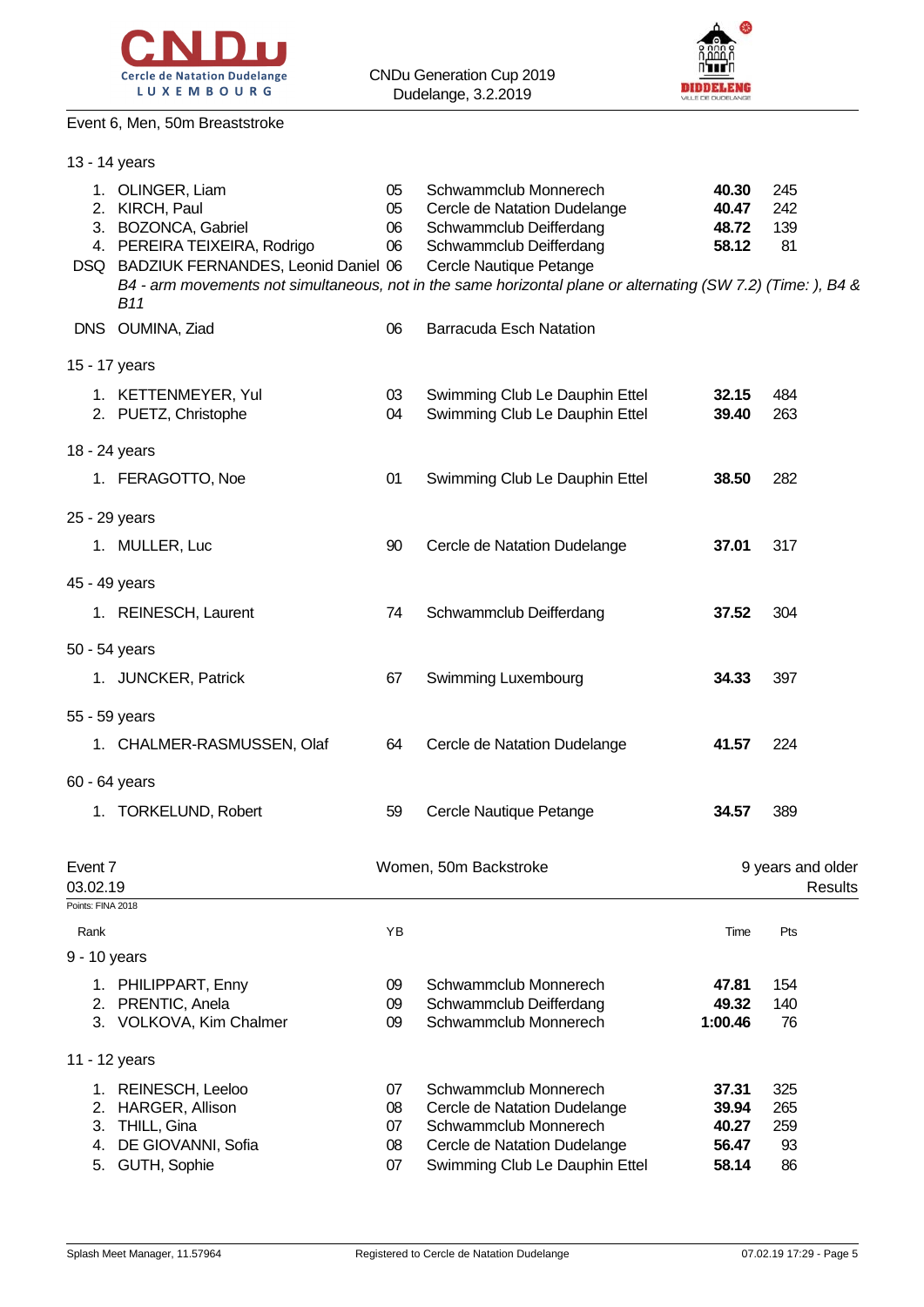Event 6, Men, 50m Breaststroke

13 - 14 years

| Rank | Name | YB | Club | Time | Pts |
|---|---|---|---|---|---|
| 1. | OLINGER, Liam | 05 | Schwammclub Monnerech | **40.30** | 245 |
| 2. | KIRCH, Paul | 05 | Cercle de Natation Dudelange | **40.47** | 242 |
| 3. | BOZONCA, Gabriel | 06 | Schwammclub Deifferdang | **48.72** | 139 |
| 4. | PEREIRA TEIXEIRA, Rodrigo | 06 | Schwammclub Deifferdang | **58.12** | 81 |
| DSQ | BADZIUK FERNANDES, Leonid Daniel | 06 | Cercle Nautique Petange | | |

*B4 - arm movements not simultaneous, not in the same horizontal plane or alternating (SW 7.2) (Time: ), B4 & B11*

| Rank | Name | YB | Club | Time | Pts |
|---|---|---|---|---|---|
| DNS | OUMINA, Ziad | 06 | Barracuda Esch Natation | | |

15 - 17 years

| Rank | Name | YB | Club | Time | Pts |
|---|---|---|---|---|---|
| 1. | KETTENMEYER, Yul | 03 | Swimming Club Le Dauphin Ettel | **32.15** | 484 |
| 2. | PUETZ, Christophe | 04 | Swimming Club Le Dauphin Ettel | **39.40** | 263 |

18 - 24 years

| Rank | Name | YB | Club | Time | Pts |
|---|---|---|---|---|---|
| 1. | FERAGOTTO, Noe | 01 | Swimming Club Le Dauphin Ettel | **38.50** | 282 |

25 - 29 years

| Rank | Name | YB | Club | Time | Pts |
|---|---|---|---|---|---|
| 1. | MULLER, Luc | 90 | Cercle de Natation Dudelange | **37.01** | 317 |

45 - 49 years

| Rank | Name | YB | Club | Time | Pts |
|---|---|---|---|---|---|
| 1. | REINESCH, Laurent | 74 | Schwammclub Deifferdang | **37.52** | 304 |

50 - 54 years

| Rank | Name | YB | Club | Time | Pts |
|---|---|---|---|---|---|
| 1. | JUNCKER, Patrick | 67 | Swimming Luxembourg | **34.33** | 397 |

55 - 59 years

| Rank | Name | YB | Club | Time | Pts |
|---|---|---|---|---|---|
| 1. | CHALMER-RASMUSSEN, Olaf | 64 | Cercle de Natation Dudelange | **41.57** | 224 |

60 - 64 years

| Rank | Name | YB | Club | Time | Pts |
|---|---|---|---|---|---|
| 1. | TORKELUND, Robert | 59 | Cercle Nautique Petange | **34.57** | 389 |

## Event 7 — Women, 50m Backstroke — 9 years and older

03.02.19 — Results

Points: FINA 2018

9 - 10 years

| Rank | Name | YB | Club | Time | Pts |
|---|---|---|---|---|---|
| 1. | PHILIPPART, Enny | 09 | Schwammclub Monnerech | **47.81** | 154 |
| 2. | PRENTIC, Anela | 09 | Schwammclub Deifferdang | **49.32** | 140 |
| 3. | VOLKOVA, Kim Chalmer | 09 | Schwammclub Monnerech | **1:00.46** | 76 |

11 - 12 years

| Rank | Name | YB | Club | Time | Pts |
|---|---|---|---|---|---|
| 1. | REINESCH, Leeloo | 07 | Schwammclub Monnerech | **37.31** | 325 |
| 2. | HARGER, Allison | 08 | Cercle de Natation Dudelange | **39.94** | 265 |
| 3. | THILL, Gina | 07 | Schwammclub Monnerech | **40.27** | 259 |
| 4. | DE GIOVANNI, Sofia | 08 | Cercle de Natation Dudelange | **56.47** | 93 |
| 5. | GUTH, Sophie | 07 | Swimming Club Le Dauphin Ettel | **58.14** | 86 |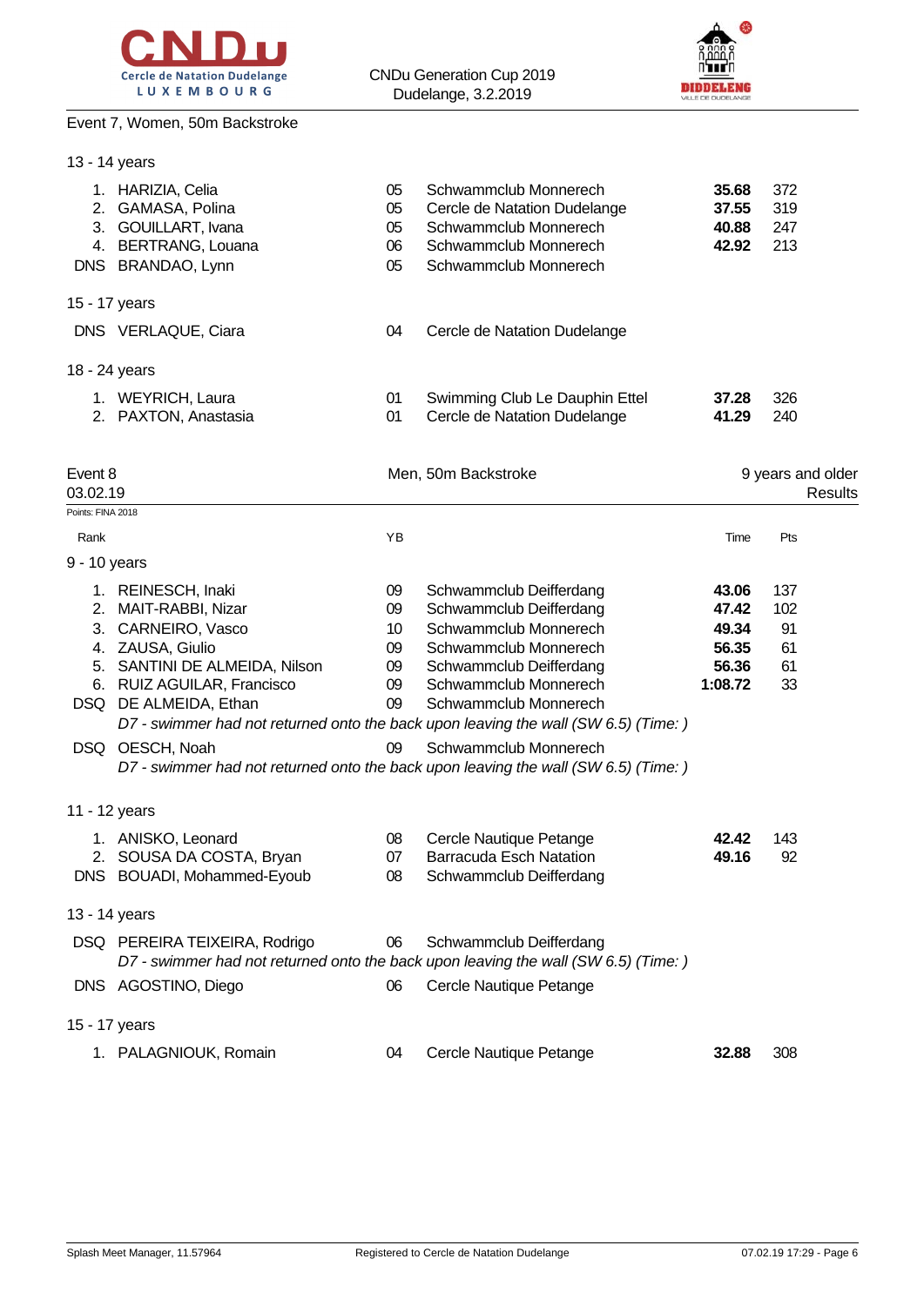Event 7, Women, 50m Backstroke

13 - 14 years

| Rank | Name | YB | Club | Time | Pts |
|---|---|---|---|---|---|
| 1. | HARIZIA, Celia | 05 | Schwammclub Monnerech | **35.68** | 372 |
| 2. | GAMASA, Polina | 05 | Cercle de Natation Dudelange | **37.55** | 319 |
| 3. | GOUILLART, Ivana | 05 | Schwammclub Monnerech | **40.88** | 247 |
| 4. | BERTRANG, Louana | 06 | Schwammclub Monnerech | **42.92** | 213 |
| DNS | BRANDAO, Lynn | 05 | Schwammclub Monnerech | | |

15 - 17 years

| Rank | Name | YB | Club | Time | Pts |
|---|---|---|---|---|---|
| DNS | VERLAQUE, Ciara | 04 | Cercle de Natation Dudelange | | |

18 - 24 years

| Rank | Name | YB | Club | Time | Pts |
|---|---|---|---|---|---|
| 1. | WEYRICH, Laura | 01 | Swimming Club Le Dauphin Ettel | **37.28** | 326 |
| 2. | PAXTON, Anastasia | 01 | Cercle de Natation Dudelange | **41.29** | 240 |

## Event 8 — Men, 50m Backstroke — 9 years and older

03.02.19 — Results

Points: FINA 2018

9 - 10 years

| Rank | Name | YB | Club | Time | Pts |
|---|---|---|---|---|---|
| 1. | REINESCH, Inaki | 09 | Schwammclub Deifferdang | **43.06** | 137 |
| 2. | MAIT-RABBI, Nizar | 09 | Schwammclub Deifferdang | **47.42** | 102 |
| 3. | CARNEIRO, Vasco | 10 | Schwammclub Monnerech | **49.34** | 91 |
| 4. | ZAUSA, Giulio | 09 | Schwammclub Monnerech | **56.35** | 61 |
| 5. | SANTINI DE ALMEIDA, Nilson | 09 | Schwammclub Deifferdang | **56.36** | 61 |
| 6. | RUIZ AGUILAR, Francisco | 09 | Schwammclub Monnerech | **1:08.72** | 33 |
| DSQ | DE ALMEIDA, Ethan | 09 | Schwammclub Monnerech | | |
| | *D7 - swimmer had not returned onto the back upon leaving the wall (SW 6.5) (Time: )* | | | | |
| DSQ | OESCH, Noah | 09 | Schwammclub Monnerech | | |
| | *D7 - swimmer had not returned onto the back upon leaving the wall (SW 6.5) (Time: )* | | | | |

11 - 12 years

| Rank | Name | YB | Club | Time | Pts |
|---|---|---|---|---|---|
| 1. | ANISKO, Leonard | 08 | Cercle Nautique Petange | **42.42** | 143 |
| 2. | SOUSA DA COSTA, Bryan | 07 | Barracuda Esch Natation | **49.16** | 92 |
| DNS | BOUADI, Mohammed-Eyoub | 08 | Schwammclub Deifferdang | | |

13 - 14 years

| Rank | Name | YB | Club | Time | Pts |
|---|---|---|---|---|---|
| DSQ | PEREIRA TEIXEIRA, Rodrigo | 06 | Schwammclub Deifferdang | | |
| | *D7 - swimmer had not returned onto the back upon leaving the wall (SW 6.5) (Time: )* | | | | |
| DNS | AGOSTINO, Diego | 06 | Cercle Nautique Petange | | |

15 - 17 years

| Rank | Name | YB | Club | Time | Pts |
|---|---|---|---|---|---|
| 1. | PALAGNIOUK, Romain | 04 | Cercle Nautique Petange | **32.88** | 308 |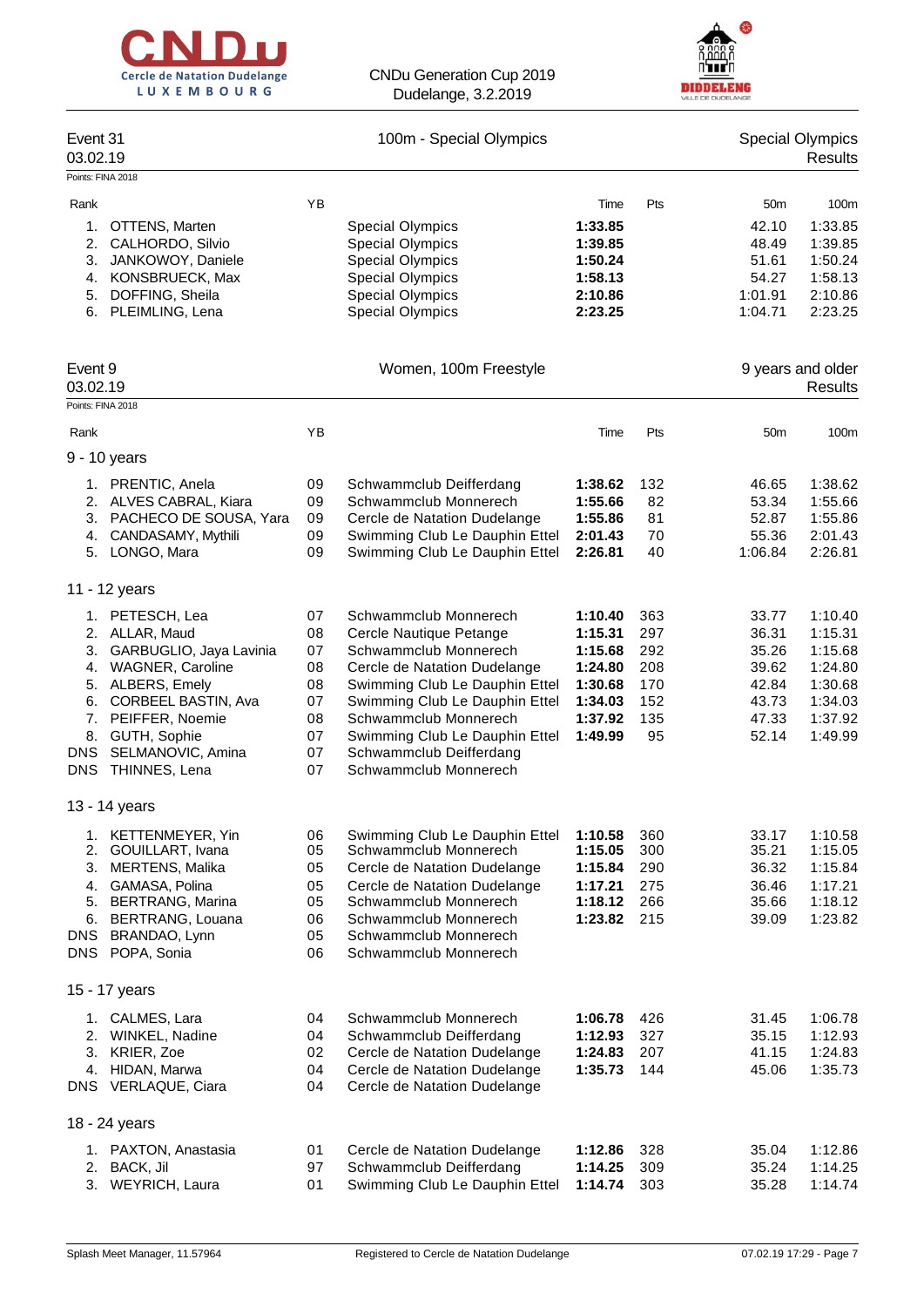CNDu Generation Cup 2019
Dudelange, 3.2.2019

## Event 31 — 100m - Special Olympics

03.02.19

Special Olympics
Results

Points: FINA 2018

| Rank | | YB | | Time | Pts | 50m | 100m |
|---|---|---|---|---|---|---|---|
| 1. | OTTENS, Marten | | Special Olympics | **1:33.85** | | 42.10 | 1:33.85 |
| 2. | CALHORDO, Silvio | | Special Olympics | **1:39.85** | | 48.49 | 1:39.85 |
| 3. | JANKOWOY, Daniele | | Special Olympics | **1:50.24** | | 51.61 | 1:50.24 |
| 4. | KONSBRUECK, Max | | Special Olympics | **1:58.13** | | 54.27 | 1:58.13 |
| 5. | DOFFING, Sheila | | Special Olympics | **2:10.86** | | 1:01.91 | 2:10.86 |
| 6. | PLEIMLING, Lena | | Special Olympics | **2:23.25** | | 1:04.71 | 2:23.25 |

## Event 9 — Women, 100m Freestyle

03.02.19

9 years and older
Results

Points: FINA 2018

| Rank | | YB | | Time | Pts | 50m | 100m |
|---|---|---|---|---|---|---|---|
| **9 - 10 years** | | | | | | | |
| 1. | PRENTIC, Anela | 09 | Schwammclub Deifferdang | **1:38.62** | 132 | 46.65 | 1:38.62 |
| 2. | ALVES CABRAL, Kiara | 09 | Schwammclub Monnerech | **1:55.66** | 82 | 53.34 | 1:55.66 |
| 3. | PACHECO DE SOUSA, Yara | 09 | Cercle de Natation Dudelange | **1:55.86** | 81 | 52.87 | 1:55.86 |
| 4. | CANDASAMY, Mythili | 09 | Swimming Club Le Dauphin Ettel | **2:01.43** | 70 | 55.36 | 2:01.43 |
| 5. | LONGO, Mara | 09 | Swimming Club Le Dauphin Ettel | **2:26.81** | 40 | 1:06.84 | 2:26.81 |
| **11 - 12 years** | | | | | | | |
| 1. | PETESCH, Lea | 07 | Schwammclub Monnerech | **1:10.40** | 363 | 33.77 | 1:10.40 |
| 2. | ALLAR, Maud | 08 | Cercle Nautique Petange | **1:15.31** | 297 | 36.31 | 1:15.31 |
| 3. | GARBUGLIO, Jaya Lavinia | 07 | Schwammclub Monnerech | **1:15.68** | 292 | 35.26 | 1:15.68 |
| 4. | WAGNER, Caroline | 08 | Cercle de Natation Dudelange | **1:24.80** | 208 | 39.62 | 1:24.80 |
| 5. | ALBERS, Emely | 08 | Swimming Club Le Dauphin Ettel | **1:30.68** | 170 | 42.84 | 1:30.68 |
| 6. | CORBEEL BASTIN, Ava | 07 | Swimming Club Le Dauphin Ettel | **1:34.03** | 152 | 43.73 | 1:34.03 |
| 7. | PEIFFER, Noemie | 08 | Schwammclub Monnerech | **1:37.92** | 135 | 47.33 | 1:37.92 |
| 8. | GUTH, Sophie | 07 | Swimming Club Le Dauphin Ettel | **1:49.99** | 95 | 52.14 | 1:49.99 |
| DNS | SELMANOVIC, Amina | 07 | Schwammclub Deifferdang | | | | |
| DNS | THINNES, Lena | 07 | Schwammclub Monnerech | | | | |
| **13 - 14 years** | | | | | | | |
| 1. | KETTENMEYER, Yin | 06 | Swimming Club Le Dauphin Ettel | **1:10.58** | 360 | 33.17 | 1:10.58 |
| 2. | GOUILLART, Ivana | 05 | Schwammclub Monnerech | **1:15.05** | 300 | 35.21 | 1:15.05 |
| 3. | MERTENS, Malika | 05 | Cercle de Natation Dudelange | **1:15.84** | 290 | 36.32 | 1:15.84 |
| 4. | GAMASA, Polina | 05 | Cercle de Natation Dudelange | **1:17.21** | 275 | 36.46 | 1:17.21 |
| 5. | BERTRANG, Marina | 05 | Schwammclub Monnerech | **1:18.12** | 266 | 35.66 | 1:18.12 |
| 6. | BERTRANG, Louana | 06 | Schwammclub Monnerech | **1:23.82** | 215 | 39.09 | 1:23.82 |
| DNS | BRANDAO, Lynn | 05 | Schwammclub Monnerech | | | | |
| DNS | POPA, Sonia | 06 | Schwammclub Monnerech | | | | |
| **15 - 17 years** | | | | | | | |
| 1. | CALMES, Lara | 04 | Schwammclub Monnerech | **1:06.78** | 426 | 31.45 | 1:06.78 |
| 2. | WINKEL, Nadine | 04 | Schwammclub Deifferdang | **1:12.93** | 327 | 35.15 | 1:12.93 |
| 3. | KRIER, Zoe | 02 | Cercle de Natation Dudelange | **1:24.83** | 207 | 41.15 | 1:24.83 |
| 4. | HIDAN, Marwa | 04 | Cercle de Natation Dudelange | **1:35.73** | 144 | 45.06 | 1:35.73 |
| DNS | VERLAQUE, Ciara | 04 | Cercle de Natation Dudelange | | | | |
| **18 - 24 years** | | | | | | | |
| 1. | PAXTON, Anastasia | 01 | Cercle de Natation Dudelange | **1:12.86** | 328 | 35.04 | 1:12.86 |
| 2. | BACK, Jil | 97 | Schwammclub Deifferdang | **1:14.25** | 309 | 35.24 | 1:14.25 |
| 3. | WEYRICH, Laura | 01 | Swimming Club Le Dauphin Ettel | **1:14.74** | 303 | 35.28 | 1:14.74 |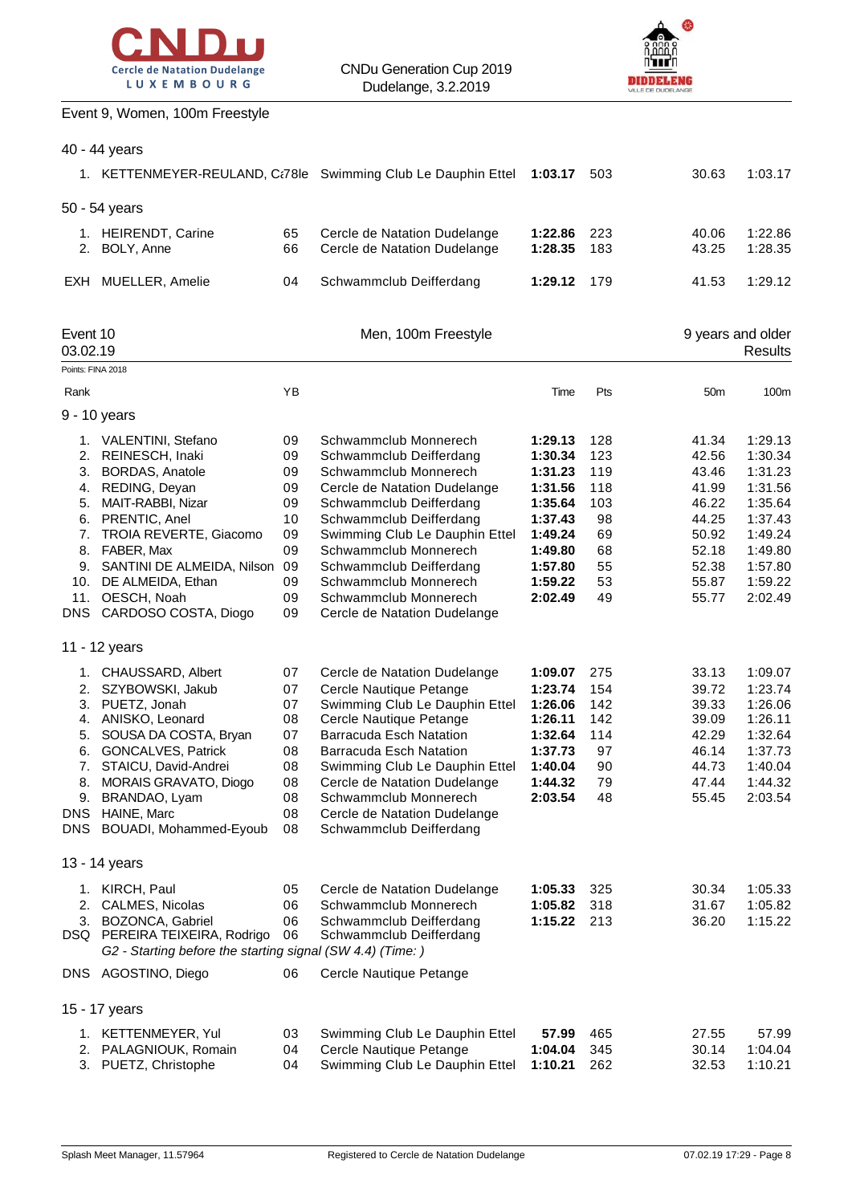Event 9, Women, 100m Freestyle

40 - 44 years

| Rank | Name | YB | Club | Time | Pts | 50m | 100m |
|---|---|---|---|---|---|---|---|
| 1. | KETTENMEYER-REULAND, Cé78le | | Swimming Club Le Dauphin Ettel | **1:03.17** | 503 | 30.63 | 1:03.17 |

50 - 54 years

| Rank | Name | YB | Club | Time | Pts | 50m | 100m |
|---|---|---|---|---|---|---|---|
| 1. | HEIRENDT, Carine | 65 | Cercle de Natation Dudelange | **1:22.86** | 223 | 40.06 | 1:22.86 |
| 2. | BOLY, Anne | 66 | Cercle de Natation Dudelange | **1:28.35** | 183 | 43.25 | 1:28.35 |
| EXH | MUELLER, Amelie | 04 | Schwammclub Deifferdang | **1:29.12** | 179 | 41.53 | 1:29.12 |

Event 10 — Men, 100m Freestyle — 9 years and older

03.02.19 — Results

Points: FINA 2018

9 - 10 years

| Rank | Name | YB | Club | Time | Pts | 50m | 100m |
|---|---|---|---|---|---|---|---|
| 1. | VALENTINI, Stefano | 09 | Schwammclub Monnerech | **1:29.13** | 128 | 41.34 | 1:29.13 |
| 2. | REINESCH, Inaki | 09 | Schwammclub Deifferdang | **1:30.34** | 123 | 42.56 | 1:30.34 |
| 3. | BORDAS, Anatole | 09 | Schwammclub Monnerech | **1:31.23** | 119 | 43.46 | 1:31.23 |
| 4. | REDING, Deyan | 09 | Cercle de Natation Dudelange | **1:31.56** | 118 | 41.99 | 1:31.56 |
| 5. | MAIT-RABBI, Nizar | 09 | Schwammclub Deifferdang | **1:35.64** | 103 | 46.22 | 1:35.64 |
| 6. | PRENTIC, Anel | 10 | Schwammclub Deifferdang | **1:37.43** | 98 | 44.25 | 1:37.43 |
| 7. | TROIA REVERTE, Giacomo | 09 | Swimming Club Le Dauphin Ettel | **1:49.24** | 69 | 50.92 | 1:49.24 |
| 8. | FABER, Max | 09 | Schwammclub Monnerech | **1:49.80** | 68 | 52.18 | 1:49.80 |
| 9. | SANTINI DE ALMEIDA, Nilson | 09 | Schwammclub Deifferdang | **1:57.80** | 55 | 52.38 | 1:57.80 |
| 10. | DE ALMEIDA, Ethan | 09 | Schwammclub Monnerech | **1:59.22** | 53 | 55.87 | 1:59.22 |
| 11. | OESCH, Noah | 09 | Schwammclub Monnerech | **2:02.49** | 49 | 55.77 | 2:02.49 |
| DNS | CARDOSO COSTA, Diogo | 09 | Cercle de Natation Dudelange | | | | |

11 - 12 years

| Rank | Name | YB | Club | Time | Pts | 50m | 100m |
|---|---|---|---|---|---|---|---|
| 1. | CHAUSSARD, Albert | 07 | Cercle de Natation Dudelange | **1:09.07** | 275 | 33.13 | 1:09.07 |
| 2. | SZYBOWSKI, Jakub | 07 | Cercle Nautique Petange | **1:23.74** | 154 | 39.72 | 1:23.74 |
| 3. | PUETZ, Jonah | 07 | Swimming Club Le Dauphin Ettel | **1:26.06** | 142 | 39.33 | 1:26.06 |
| 4. | ANISKO, Leonard | 08 | Cercle Nautique Petange | **1:26.11** | 142 | 39.09 | 1:26.11 |
| 5. | SOUSA DA COSTA, Bryan | 07 | Barracuda Esch Natation | **1:32.64** | 114 | 42.29 | 1:32.64 |
| 6. | GONCALVES, Patrick | 08 | Barracuda Esch Natation | **1:37.73** | 97 | 46.14 | 1:37.73 |
| 7. | STAICU, David-Andrei | 08 | Swimming Club Le Dauphin Ettel | **1:40.04** | 90 | 44.73 | 1:40.04 |
| 8. | MORAIS GRAVATO, Diogo | 08 | Cercle de Natation Dudelange | **1:44.32** | 79 | 47.44 | 1:44.32 |
| 9. | BRANDAO, Lyam | 08 | Schwammclub Monnerech | **2:03.54** | 48 | 55.45 | 2:03.54 |
| DNS | HAINE, Marc | 08 | Cercle de Natation Dudelange | | | | |
| DNS | BOUADI, Mohammed-Eyoub | 08 | Schwammclub Deifferdang | | | | |

13 - 14 years

| Rank | Name | YB | Club | Time | Pts | 50m | 100m |
|---|---|---|---|---|---|---|---|
| 1. | KIRCH, Paul | 05 | Cercle de Natation Dudelange | **1:05.33** | 325 | 30.34 | 1:05.33 |
| 2. | CALMES, Nicolas | 06 | Schwammclub Monnerech | **1:05.82** | 318 | 31.67 | 1:05.82 |
| 3. | BOZONCA, Gabriel | 06 | Schwammclub Deifferdang | **1:15.22** | 213 | 36.20 | 1:15.22 |
| DSQ | PEREIRA TEIXEIRA, Rodrigo | 06 | Schwammclub Deifferdang | | | | |
| | *G2 - Starting before the starting signal (SW 4.4) (Time: )* | | | | | | |
| DNS | AGOSTINO, Diego | 06 | Cercle Nautique Petange | | | | |

15 - 17 years

| Rank | Name | YB | Club | Time | Pts | 50m | 100m |
|---|---|---|---|---|---|---|---|
| 1. | KETTENMEYER, Yul | 03 | Swimming Club Le Dauphin Ettel | **57.99** | 465 | 27.55 | 57.99 |
| 2. | PALAGNIOUK, Romain | 04 | Cercle Nautique Petange | **1:04.04** | 345 | 30.14 | 1:04.04 |
| 3. | PUETZ, Christophe | 04 | Swimming Club Le Dauphin Ettel | **1:10.21** | 262 | 32.53 | 1:10.21 |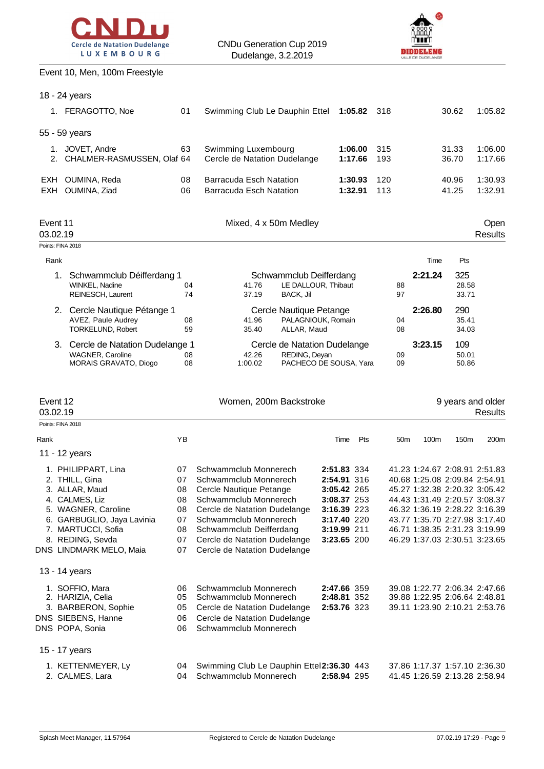Event 10, Men, 100m Freestyle

18 - 24 years

| Rank | Name | YB | Club | Time | Pts | 50m | 100m |
|---|---|---|---|---|---|---|---|
| 1. | FERAGOTTO, Noe | 01 | Swimming Club Le Dauphin Ettel | **1:05.82** | 318 | 30.62 | 1:05.82 |

55 - 59 years

| Rank | Name | YB | Club | Time | Pts | 50m | 100m |
|---|---|---|---|---|---|---|---|
| 1. | JOVET, Andre | 63 | Swimming Luxembourg | **1:06.00** | 315 | 31.33 | 1:06.00 |
| 2. | CHALMER-RASMUSSEN, Olaf | 64 | Cercle de Natation Dudelange | **1:17.66** | 193 | 36.70 | 1:17.66 |
| EXH | OUMINA, Reda | 08 | Barracuda Esch Natation | **1:30.93** | 120 | 40.96 | 1:30.93 |
| EXH | OUMINA, Ziad | 06 | Barracuda Esch Natation | **1:32.91** | 113 | 41.25 | 1:32.91 |

## Event 11 — Mixed, 4 x 50m Medley — Open

03.02.19 — Results

Points: FINA 2018

| Rank | Team | YB | Split | Name | YB | Time | Pts |
|---|---|---|---|---|---|---|---|
| 1. | Schwammclub Déifferdang 1 | | | Schwammclub Deifferdang | | **2:21.24** | 325 |
| | WINKEL, Nadine | 04 | 41.76 | LE DALLOUR, Thibaut | 88 | | 28.58 |
| | REINESCH, Laurent | 74 | 37.19 | BACK, Jil | 97 | | 33.71 |
| 2. | Cercle Nautique Pétange 1 | | | Cercle Nautique Petange | | **2:26.80** | 290 |
| | AVEZ, Paule Audrey | 08 | 41.96 | PALAGNIOUK, Romain | 04 | | 35.41 |
| | TORKELUND, Robert | 59 | 35.40 | ALLAR, Maud | 08 | | 34.03 |
| 3. | Cercle de Natation Dudelange 1 | | | Cercle de Natation Dudelange | | **3:23.15** | 109 |
| | WAGNER, Caroline | 08 | 42.26 | REDING, Deyan | 09 | | 50.01 |
| | MORAIS GRAVATO, Diogo | 08 | 1:00.02 | PACHECO DE SOUSA, Yara | 09 | | 50.86 |

## Event 12 — Women, 200m Backstroke — 9 years and older

03.02.19 — Results

Points: FINA 2018

11 - 12 years

| Rank | Name | YB | Club | Time | Pts | 50m | 100m | 150m | 200m |
|---|---|---|---|---|---|---|---|---|---|
| 1. | PHILIPPART, Lina | 07 | Schwammclub Monnerech | **2:51.83** | 334 | 41.23 | 1:24.67 | 2:08.91 | 2:51.83 |
| 2. | THILL, Gina | 07 | Schwammclub Monnerech | **2:54.91** | 316 | 40.68 | 1:25.08 | 2:09.84 | 2:54.91 |
| 3. | ALLAR, Maud | 08 | Cercle Nautique Petange | **3:05.42** | 265 | 45.27 | 1:32.38 | 2:20.32 | 3:05.42 |
| 4. | CALMES, Liz | 08 | Schwammclub Monnerech | **3:08.37** | 253 | 44.43 | 1:31.49 | 2:20.57 | 3:08.37 |
| 5. | WAGNER, Caroline | 08 | Cercle de Natation Dudelange | **3:16.39** | 223 | 46.32 | 1:36.19 | 2:28.22 | 3:16.39 |
| 6. | GARBUGLIO, Jaya Lavinia | 07 | Schwammclub Monnerech | **3:17.40** | 220 | 43.77 | 1:35.70 | 2:27.98 | 3:17.40 |
| 7. | MARTUCCI, Sofia | 08 | Schwammclub Deifferdang | **3:19.99** | 211 | 46.71 | 1:38.35 | 2:31.23 | 3:19.99 |
| 8. | REDING, Sevda | 07 | Cercle de Natation Dudelange | **3:23.65** | 200 | 46.29 | 1:37.03 | 2:30.51 | 3:23.65 |
| DNS | LINDMARK MELO, Maia | 07 | Cercle de Natation Dudelange | | | | | | |

13 - 14 years

| Rank | Name | YB | Club | Time | Pts | 50m | 100m | 150m | 200m |
|---|---|---|---|---|---|---|---|---|---|
| 1. | SOFFIO, Mara | 06 | Schwammclub Monnerech | **2:47.66** | 359 | 39.08 | 1:22.77 | 2:06.34 | 2:47.66 |
| 2. | HARIZIA, Celia | 05 | Schwammclub Monnerech | **2:48.81** | 352 | 39.88 | 1:22.95 | 2:06.64 | 2:48.81 |
| 3. | BARBERON, Sophie | 05 | Cercle de Natation Dudelange | **2:53.76** | 323 | 39.11 | 1:23.90 | 2:10.21 | 2:53.76 |
| DNS | SIEBENS, Hanne | 06 | Cercle de Natation Dudelange | | | | | | |
| DNS | POPA, Sonia | 06 | Schwammclub Monnerech | | | | | | |

15 - 17 years

| Rank | Name | YB | Club | Time | Pts | 50m | 100m | 150m | 200m |
|---|---|---|---|---|---|---|---|---|---|
| 1. | KETTENMEYER, Ly | 04 | Swimming Club Le Dauphin Ettel | **2:36.30** | 443 | 37.86 | 1:17.37 | 1:57.10 | 2:36.30 |
| 2. | CALMES, Lara | 04 | Schwammclub Monnerech | **2:58.94** | 295 | 41.45 | 1:26.59 | 2:13.28 | 2:58.94 |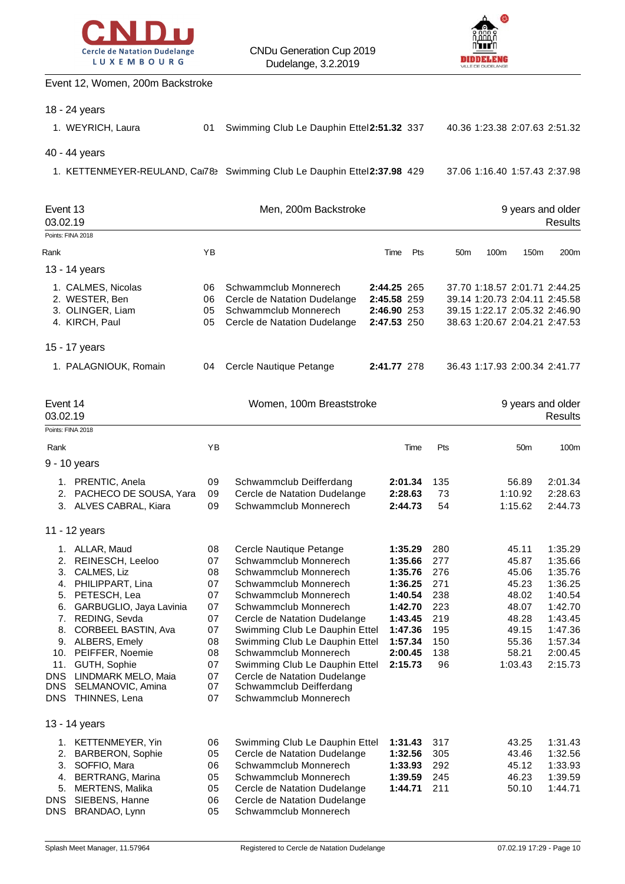Event 12, Women, 200m Backstroke

18 - 24 years

| Rank | Name | YB | Club | Time | Pts | 50m | 100m | 150m | 200m |
|---|---|---|---|---|---|---|---|---|---|
| 1. | WEYRICH, Laura | 01 | Swimming Club Le Dauphin Ettel | **2:51.32** | 337 | 40.36 | 1:23.38 | 2:07.63 | 2:51.32 |

40 - 44 years

| Rank | Name | YB | Club | Time | Pts | 50m | 100m | 150m | 200m |
|---|---|---|---|---|---|---|---|---|---|
| 1. | KETTENMEYER-REULAND, Ca 78 | 78 | Swimming Club Le Dauphin Ettel | **2:37.98** | 429 | 37.06 | 1:16.40 | 1:57.43 | 2:37.98 |

## Event 13 — Men, 200m Backstroke — 9 years and older

03.02.19 — Results

Points: FINA 2018

13 - 14 years

| Rank | Name | YB | Club | Time | Pts | 50m | 100m | 150m | 200m |
|---|---|---|---|---|---|---|---|---|---|
| 1. | CALMES, Nicolas | 06 | Schwammclub Monnerech | **2:44.25** | 265 | 37.70 | 1:18.57 | 2:01.71 | 2:44.25 |
| 2. | WESTER, Ben | 06 | Cercle de Natation Dudelange | **2:45.58** | 259 | 39.14 | 1:20.73 | 2:04.11 | 2:45.58 |
| 3. | OLINGER, Liam | 05 | Schwammclub Monnerech | **2:46.90** | 253 | 39.15 | 1:22.17 | 2:05.32 | 2:46.90 |
| 4. | KIRCH, Paul | 05 | Cercle de Natation Dudelange | **2:47.53** | 250 | 38.63 | 1:20.67 | 2:04.21 | 2:47.53 |

15 - 17 years

| Rank | Name | YB | Club | Time | Pts | 50m | 100m | 150m | 200m |
|---|---|---|---|---|---|---|---|---|---|
| 1. | PALAGNIOUK, Romain | 04 | Cercle Nautique Petange | **2:41.77** | 278 | 36.43 | 1:17.93 | 2:00.34 | 2:41.77 |

## Event 14 — Women, 100m Breaststroke — 9 years and older

03.02.19 — Results

Points: FINA 2018

9 - 10 years

| Rank | Name | YB | Club | Time | Pts | 50m | 100m |
|---|---|---|---|---|---|---|---|
| 1. | PRENTIC, Anela | 09 | Schwammclub Deifferdang | **2:01.34** | 135 | 56.89 | 2:01.34 |
| 2. | PACHECO DE SOUSA, Yara | 09 | Cercle de Natation Dudelange | **2:28.63** | 73 | 1:10.92 | 2:28.63 |
| 3. | ALVES CABRAL, Kiara | 09 | Schwammclub Monnerech | **2:44.73** | 54 | 1:15.62 | 2:44.73 |

11 - 12 years

| Rank | Name | YB | Club | Time | Pts | 50m | 100m |
|---|---|---|---|---|---|---|---|
| 1. | ALLAR, Maud | 08 | Cercle Nautique Petange | **1:35.29** | 280 | 45.11 | 1:35.29 |
| 2. | REINESCH, Leeloo | 07 | Schwammclub Monnerech | **1:35.66** | 277 | 45.87 | 1:35.66 |
| 3. | CALMES, Liz | 08 | Schwammclub Monnerech | **1:35.76** | 276 | 45.06 | 1:35.76 |
| 4. | PHILIPPART, Lina | 07 | Schwammclub Monnerech | **1:36.25** | 271 | 45.23 | 1:36.25 |
| 5. | PETESCH, Lea | 07 | Schwammclub Monnerech | **1:40.54** | 238 | 48.02 | 1:40.54 |
| 6. | GARBUGLIO, Jaya Lavinia | 07 | Schwammclub Monnerech | **1:42.70** | 223 | 48.07 | 1:42.70 |
| 7. | REDING, Sevda | 07 | Cercle de Natation Dudelange | **1:43.45** | 219 | 48.28 | 1:43.45 |
| 8. | CORBEEL BASTIN, Ava | 07 | Swimming Club Le Dauphin Ettel | **1:47.36** | 195 | 49.15 | 1:47.36 |
| 9. | ALBERS, Emely | 08 | Swimming Club Le Dauphin Ettel | **1:57.34** | 150 | 55.36 | 1:57.34 |
| 10. | PEIFFER, Noemie | 08 | Schwammclub Monnerech | **2:00.45** | 138 | 58.21 | 2:00.45 |
| 11. | GUTH, Sophie | 07 | Swimming Club Le Dauphin Ettel | **2:15.73** | 96 | 1:03.43 | 2:15.73 |
| DNS | LINDMARK MELO, Maia | 07 | Cercle de Natation Dudelange | | | | |
| DNS | SELMANOVIC, Amina | 07 | Schwammclub Deifferdang | | | | |
| DNS | THINNES, Lena | 07 | Schwammclub Monnerech | | | | |

13 - 14 years

| Rank | Name | YB | Club | Time | Pts | 50m | 100m |
|---|---|---|---|---|---|---|---|
| 1. | KETTENMEYER, Yin | 06 | Swimming Club Le Dauphin Ettel | **1:31.43** | 317 | 43.25 | 1:31.43 |
| 2. | BARBERON, Sophie | 05 | Cercle de Natation Dudelange | **1:32.56** | 305 | 43.46 | 1:32.56 |
| 3. | SOFFIO, Mara | 06 | Schwammclub Monnerech | **1:33.93** | 292 | 45.12 | 1:33.93 |
| 4. | BERTRANG, Marina | 05 | Schwammclub Monnerech | **1:39.59** | 245 | 46.23 | 1:39.59 |
| 5. | MERTENS, Malika | 05 | Cercle de Natation Dudelange | **1:44.71** | 211 | 50.10 | 1:44.71 |
| DNS | SIEBENS, Hanne | 06 | Cercle de Natation Dudelange | | | | |
| DNS | BRANDAO, Lynn | 05 | Schwammclub Monnerech | | | | |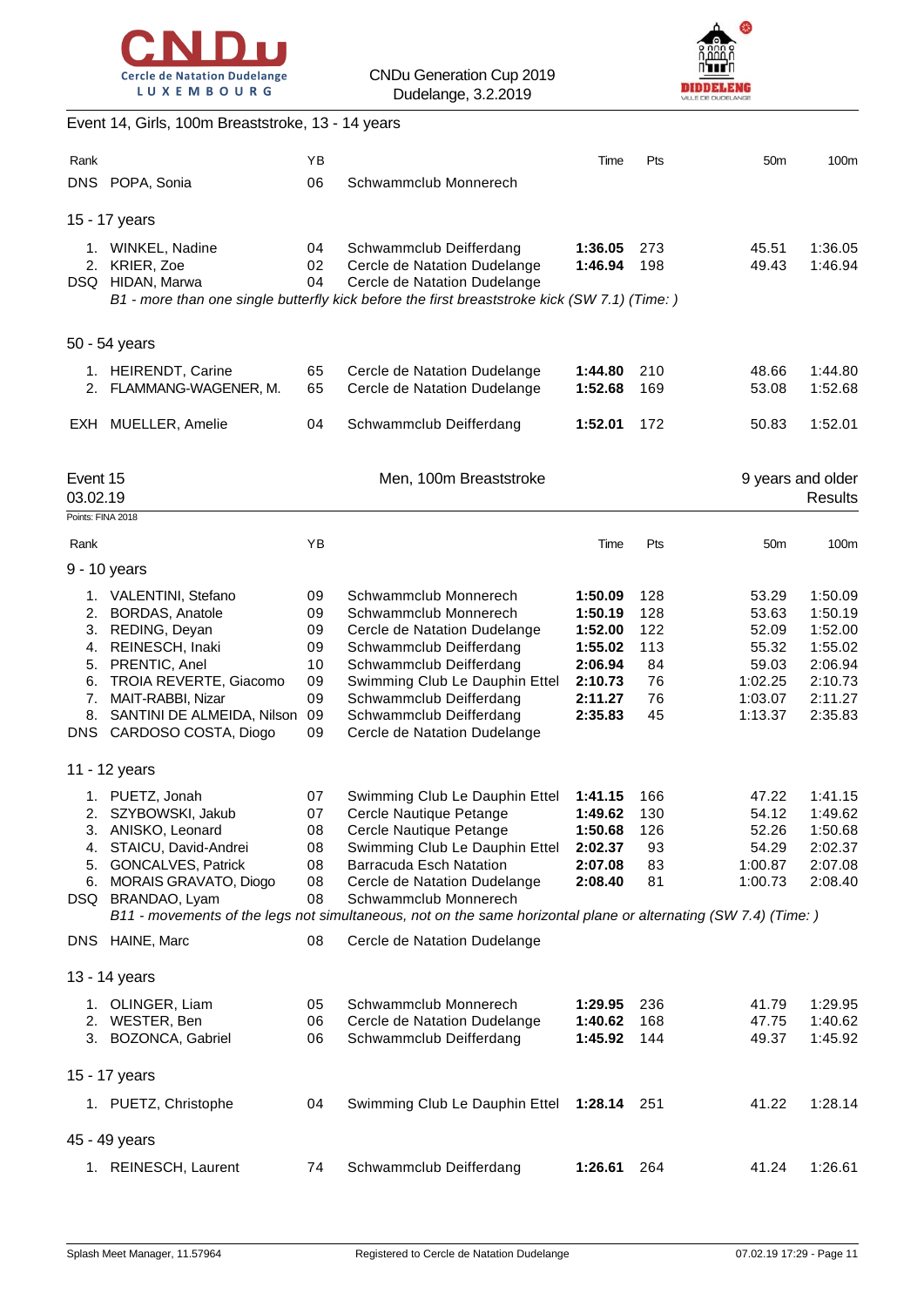Event 14, Girls, 100m Breaststroke, 13 - 14 years

| Rank | | YB | | Time | Pts | 50m | 100m |
|---|---|---|---|---|---|---|---|
| DNS | POPA, Sonia | 06 | Schwammclub Monnerech | | | | |

15 - 17 years

| Rank | | YB | | Time | Pts | 50m | 100m |
|---|---|---|---|---|---|---|---|
| 1. | WINKEL, Nadine | 04 | Schwammclub Deifferdang | **1:36.05** | 273 | 45.51 | 1:36.05 |
| 2. | KRIER, Zoe | 02 | Cercle de Natation Dudelange | **1:46.94** | 198 | 49.43 | 1:46.94 |
| DSQ | HIDAN, Marwa | 04 | Cercle de Natation Dudelange | | | | |

*B1 - more than one single butterfly kick before the first breaststroke kick (SW 7.1) (Time: )*

50 - 54 years

| Rank | | YB | | Time | Pts | 50m | 100m |
|---|---|---|---|---|---|---|---|
| 1. | HEIRENDT, Carine | 65 | Cercle de Natation Dudelange | **1:44.80** | 210 | 48.66 | 1:44.80 |
| 2. | FLAMMANG-WAGENER, M. | 65 | Cercle de Natation Dudelange | **1:52.68** | 169 | 53.08 | 1:52.68 |
| EXH | MUELLER, Amelie | 04 | Schwammclub Deifferdang | **1:52.01** | 172 | 50.83 | 1:52.01 |

## Event 15 — Men, 100m Breaststroke — 9 years and older

03.02.19 — Results

Points: FINA 2018

9 - 10 years

| Rank | | YB | | Time | Pts | 50m | 100m |
|---|---|---|---|---|---|---|---|
| 1. | VALENTINI, Stefano | 09 | Schwammclub Monnerech | **1:50.09** | 128 | 53.29 | 1:50.09 |
| 2. | BORDAS, Anatole | 09 | Schwammclub Monnerech | **1:50.19** | 128 | 53.63 | 1:50.19 |
| 3. | REDING, Deyan | 09 | Cercle de Natation Dudelange | **1:52.00** | 122 | 52.09 | 1:52.00 |
| 4. | REINESCH, Inaki | 09 | Schwammclub Deifferdang | **1:55.02** | 113 | 55.32 | 1:55.02 |
| 5. | PRENTIC, Anel | 10 | Schwammclub Deifferdang | **2:06.94** | 84 | 59.03 | 2:06.94 |
| 6. | TROIA REVERTE, Giacomo | 09 | Swimming Club Le Dauphin Ettel | **2:10.73** | 76 | 1:02.25 | 2:10.73 |
| 7. | MAIT-RABBI, Nizar | 09 | Schwammclub Deifferdang | **2:11.27** | 76 | 1:03.07 | 2:11.27 |
| 8. | SANTINI DE ALMEIDA, Nilson | 09 | Schwammclub Deifferdang | **2:35.83** | 45 | 1:13.37 | 2:35.83 |
| DNS | CARDOSO COSTA, Diogo | 09 | Cercle de Natation Dudelange | | | | |

11 - 12 years

| Rank | | YB | | Time | Pts | 50m | 100m |
|---|---|---|---|---|---|---|---|
| 1. | PUETZ, Jonah | 07 | Swimming Club Le Dauphin Ettel | **1:41.15** | 166 | 47.22 | 1:41.15 |
| 2. | SZYBOWSKI, Jakub | 07 | Cercle Nautique Petange | **1:49.62** | 130 | 54.12 | 1:49.62 |
| 3. | ANISKO, Leonard | 08 | Cercle Nautique Petange | **1:50.68** | 126 | 52.26 | 1:50.68 |
| 4. | STAICU, David-Andrei | 08 | Swimming Club Le Dauphin Ettel | **2:02.37** | 93 | 54.29 | 2:02.37 |
| 5. | GONCALVES, Patrick | 08 | Barracuda Esch Natation | **2:07.08** | 83 | 1:00.87 | 2:07.08 |
| 6. | MORAIS GRAVATO, Diogo | 08 | Cercle de Natation Dudelange | **2:08.40** | 81 | 1:00.73 | 2:08.40 |
| DSQ | BRANDAO, Lyam | 08 | Schwammclub Monnerech | | | | |

*B11 - movements of the legs not simultaneous, not on the same horizontal plane or alternating (SW 7.4) (Time: )*

| Rank | | YB | | Time | Pts | 50m | 100m |
|---|---|---|---|---|---|---|---|
| DNS | HAINE, Marc | 08 | Cercle de Natation Dudelange | | | | |

13 - 14 years

| Rank | | YB | | Time | Pts | 50m | 100m |
|---|---|---|---|---|---|---|---|
| 1. | OLINGER, Liam | 05 | Schwammclub Monnerech | **1:29.95** | 236 | 41.79 | 1:29.95 |
| 2. | WESTER, Ben | 06 | Cercle de Natation Dudelange | **1:40.62** | 168 | 47.75 | 1:40.62 |
| 3. | BOZONCA, Gabriel | 06 | Schwammclub Deifferdang | **1:45.92** | 144 | 49.37 | 1:45.92 |

15 - 17 years

| Rank | | YB | | Time | Pts | 50m | 100m |
|---|---|---|---|---|---|---|---|
| 1. | PUETZ, Christophe | 04 | Swimming Club Le Dauphin Ettel | **1:28.14** | 251 | 41.22 | 1:28.14 |

45 - 49 years

| Rank | | YB | | Time | Pts | 50m | 100m |
|---|---|---|---|---|---|---|---|
| 1. | REINESCH, Laurent | 74 | Schwammclub Deifferdang | **1:26.61** | 264 | 41.24 | 1:26.61 |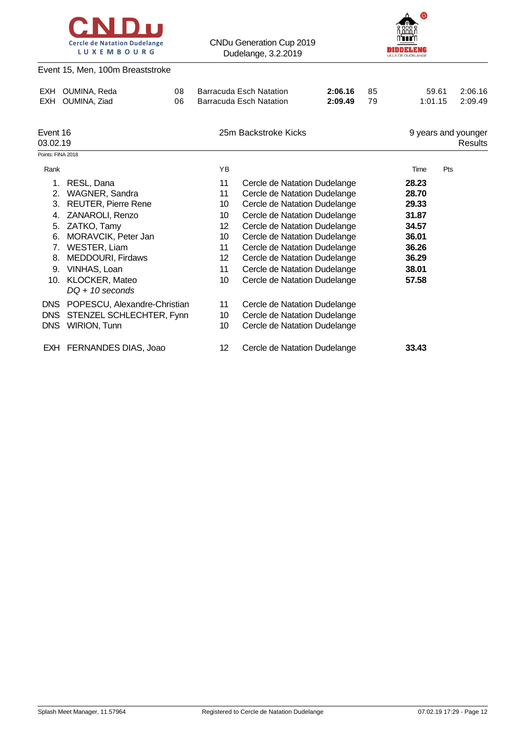Event 15, Men, 100m Breaststroke

| | | | | | | | |
|---|---|---|---|---|---|---|---|
| EXH | OUMINA, Reda | 08 | Barracuda Esch Natation | **2:06.16** | 85 | 59.61 | 2:06.16 |
| EXH | OUMINA, Ziad | 06 | Barracuda Esch Natation | **2:09.49** | 79 | 1:01.15 | 2:09.49 |

## Event 16 — 25m Backstroke Kicks — 9 years and younger

03.02.19 — Results

Points: FINA 2018

| Rank | | YB | | Time | Pts |
|---|---|---|---|---|---|
| 1. | RESL, Dana | 11 | Cercle de Natation Dudelange | **28.23** | |
| 2. | WAGNER, Sandra | 11 | Cercle de Natation Dudelange | **28.70** | |
| 3. | REUTER, Pierre Rene | 10 | Cercle de Natation Dudelange | **29.33** | |
| 4. | ZANAROLI, Renzo | 10 | Cercle de Natation Dudelange | **31.87** | |
| 5. | ZATKO, Tamy | 12 | Cercle de Natation Dudelange | **34.57** | |
| 6. | MORAVCIK, Peter Jan | 10 | Cercle de Natation Dudelange | **36.01** | |
| 7. | WESTER, Liam | 11 | Cercle de Natation Dudelange | **36.26** | |
| 8. | MEDDOURI, Firdaws | 12 | Cercle de Natation Dudelange | **36.29** | |
| 9. | VINHAS, Loan | 11 | Cercle de Natation Dudelange | **38.01** | |
| 10. | KLOCKER, Mateo *DQ + 10 seconds* | 10 | Cercle de Natation Dudelange | **57.58** | |
| DNS | POPESCU, Alexandre-Christian | 11 | Cercle de Natation Dudelange | | |
| DNS | STENZEL SCHLECHTER, Fynn | 10 | Cercle de Natation Dudelange | | |
| DNS | WIRION, Tunn | 10 | Cercle de Natation Dudelange | | |
| EXH | FERNANDES DIAS, Joao | 12 | Cercle de Natation Dudelange | **33.43** | |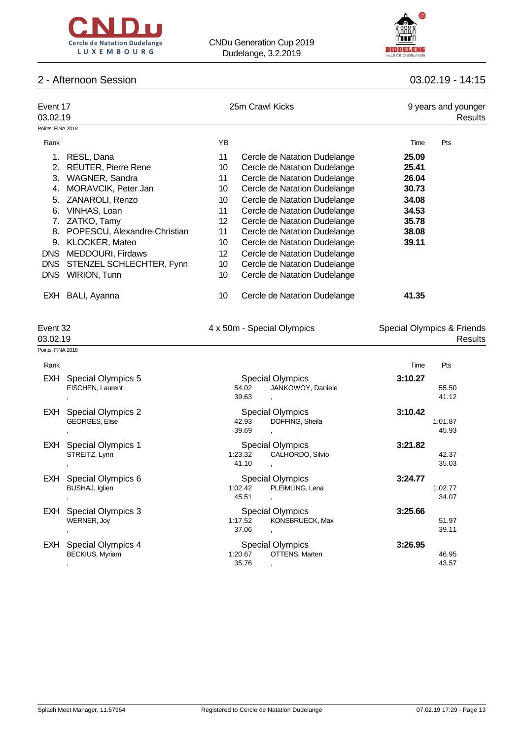## 2 - Afternoon Session

03.02.19 - 14:15

### Event 17 — 25m Crawl Kicks — 9 years and younger

03.02.19 — Results

Points: FINA 2018

| Rank | Name | YB | Club | Time | Pts |
|---|---|---|---|---|---|
| 1. | RESL, Dana | 11 | Cercle de Natation Dudelange | **25.09** | |
| 2. | REUTER, Pierre Rene | 10 | Cercle de Natation Dudelange | **25.41** | |
| 3. | WAGNER, Sandra | 11 | Cercle de Natation Dudelange | **26.04** | |
| 4. | MORAVCIK, Peter Jan | 10 | Cercle de Natation Dudelange | **30.73** | |
| 5. | ZANAROLI, Renzo | 10 | Cercle de Natation Dudelange | **34.08** | |
| 6. | VINHAS, Loan | 11 | Cercle de Natation Dudelange | **34.53** | |
| 7. | ZATKO, Tamy | 12 | Cercle de Natation Dudelange | **35.78** | |
| 8. | POPESCU, Alexandre-Christian | 11 | Cercle de Natation Dudelange | **38.08** | |
| 9. | KLOCKER, Mateo | 10 | Cercle de Natation Dudelange | **39.11** | |
| DNS | MEDDOURI, Firdaws | 12 | Cercle de Natation Dudelange | | |
| DNS | STENZEL SCHLECHTER, Fynn | 10 | Cercle de Natation Dudelange | | |
| DNS | WIRION, Tunn | 10 | Cercle de Natation Dudelange | | |
| EXH | BALI, Ayanna | 10 | Cercle de Natation Dudelange | **41.35** | |

### Event 32 — 4 x 50m - Special Olympics — Special Olympics & Friends

03.02.19 — Results

Points: FINA 2018

| Rank | Team / Swimmers | Split | Club / Swimmers | Time | Pts / Split |
|---|---|---|---|---|---|
| EXH | Special Olympics 5 | | Special Olympics | **3:10.27** | |
| | EISCHEN, Laurent | 54.02 | JANKOWOY, Daniele | | 55.50 |
| | , | 39.63 | , | | 41.12 |
| EXH | Special Olympics 2 | | Special Olympics | **3:10.42** | |
| | GEORGES, Elise | 42.93 | DOFFING, Sheila | | 1:01.87 |
| | , | 39.69 | , | | 45.93 |
| EXH | Special Olympics 1 | | Special Olympics | **3:21.82** | |
| | STREITZ, Lynn | 1:23.32 | CALHORDO, Silvio | | 42.37 |
| | , | 41.10 | , | | 35.03 |
| EXH | Special Olympics 6 | | Special Olympics | **3:24.77** | |
| | BUSHAJ, Iglien | 1:02.42 | PLEIMLING, Lena | | 1:02.77 |
| | , | 45.51 | , | | 34.07 |
| EXH | Special Olympics 3 | | Special Olympics | **3:25.66** | |
| | WERNER, Joy | 1:17.52 | KONSBRUECK, Max | | 51.97 |
| | , | 37.06 | , | | 39.11 |
| EXH | Special Olympics 4 | | Special Olympics | **3:26.95** | |
| | BECKIUS, Myriam | 1:20.67 | OTTENS, Marten | | 46.95 |
| | , | 35.76 | , | | 43.57 |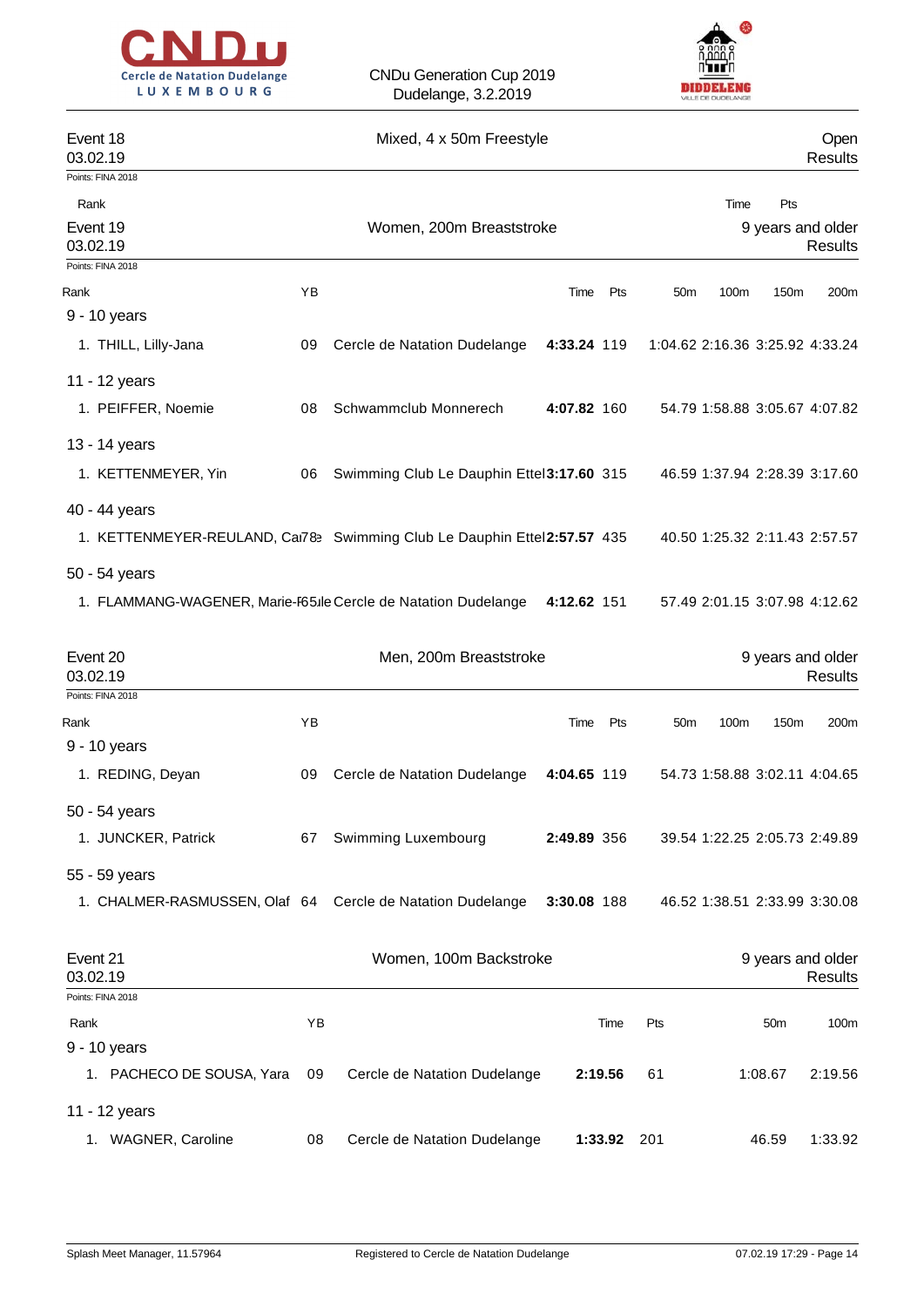## Event 18 — Mixed, 4 x 50m Freestyle — Open

03.02.19 — Results

Points: FINA 2018

| Rank | | Time | Pts |
|---|---|---|---|

## Event 19 — Women, 200m Breaststroke — 9 years and older

03.02.19 — Results

Points: FINA 2018

| Rank | | YB | | Time | Pts | 50m | 100m | 150m | 200m |
|---|---|---|---|---|---|---|---|---|---|
| **9 - 10 years** | | | | | | | | | |
| 1. | THILL, Lilly-Jana | 09 | Cercle de Natation Dudelange | **4:33.24** | 119 | 1:04.62 | 2:16.36 | 3:25.92 | 4:33.24 |
| **11 - 12 years** | | | | | | | | | |
| 1. | PEIFFER, Noemie | 08 | Schwammclub Monnerech | **4:07.82** | 160 | 54.79 | 1:58.88 | 3:05.67 | 4:07.82 |
| **13 - 14 years** | | | | | | | | | |
| 1. | KETTENMEYER, Yin | 06 | Swimming Club Le Dauphin Ettel | **3:17.60** | 315 | 46.59 | 1:37.94 | 2:28.39 | 3:17.60 |
| **40 - 44 years** | | | | | | | | | |
| 1. | KETTENMEYER-REULAND, Ca | 78 | Swimming Club Le Dauphin Ettel | **2:57.57** | 435 | 40.50 | 1:25.32 | 2:11.43 | 2:57.57 |
| **50 - 54 years** | | | | | | | | | |
| 1. | FLAMMANG-WAGENER, Marie-Pale | 65 | Cercle de Natation Dudelange | **4:12.62** | 151 | 57.49 | 2:01.15 | 3:07.98 | 4:12.62 |

## Event 20 — Men, 200m Breaststroke — 9 years and older

03.02.19 — Results

Points: FINA 2018

| Rank | | YB | | Time | Pts | 50m | 100m | 150m | 200m |
|---|---|---|---|---|---|---|---|---|---|
| **9 - 10 years** | | | | | | | | | |
| 1. | REDING, Deyan | 09 | Cercle de Natation Dudelange | **4:04.65** | 119 | 54.73 | 1:58.88 | 3:02.11 | 4:04.65 |
| **50 - 54 years** | | | | | | | | | |
| 1. | JUNCKER, Patrick | 67 | Swimming Luxembourg | **2:49.89** | 356 | 39.54 | 1:22.25 | 2:05.73 | 2:49.89 |
| **55 - 59 years** | | | | | | | | | |
| 1. | CHALMER-RASMUSSEN, Olaf | 64 | Cercle de Natation Dudelange | **3:30.08** | 188 | 46.52 | 1:38.51 | 2:33.99 | 3:30.08 |

## Event 21 — Women, 100m Backstroke — 9 years and older

03.02.19 — Results

Points: FINA 2018

| Rank | | YB | | Time | Pts | 50m | 100m |
|---|---|---|---|---|---|---|---|
| **9 - 10 years** | | | | | | | |
| 1. | PACHECO DE SOUSA, Yara | 09 | Cercle de Natation Dudelange | **2:19.56** | 61 | 1:08.67 | 2:19.56 |
| **11 - 12 years** | | | | | | | |
| 1. | WAGNER, Caroline | 08 | Cercle de Natation Dudelange | **1:33.92** | 201 | 46.59 | 1:33.92 |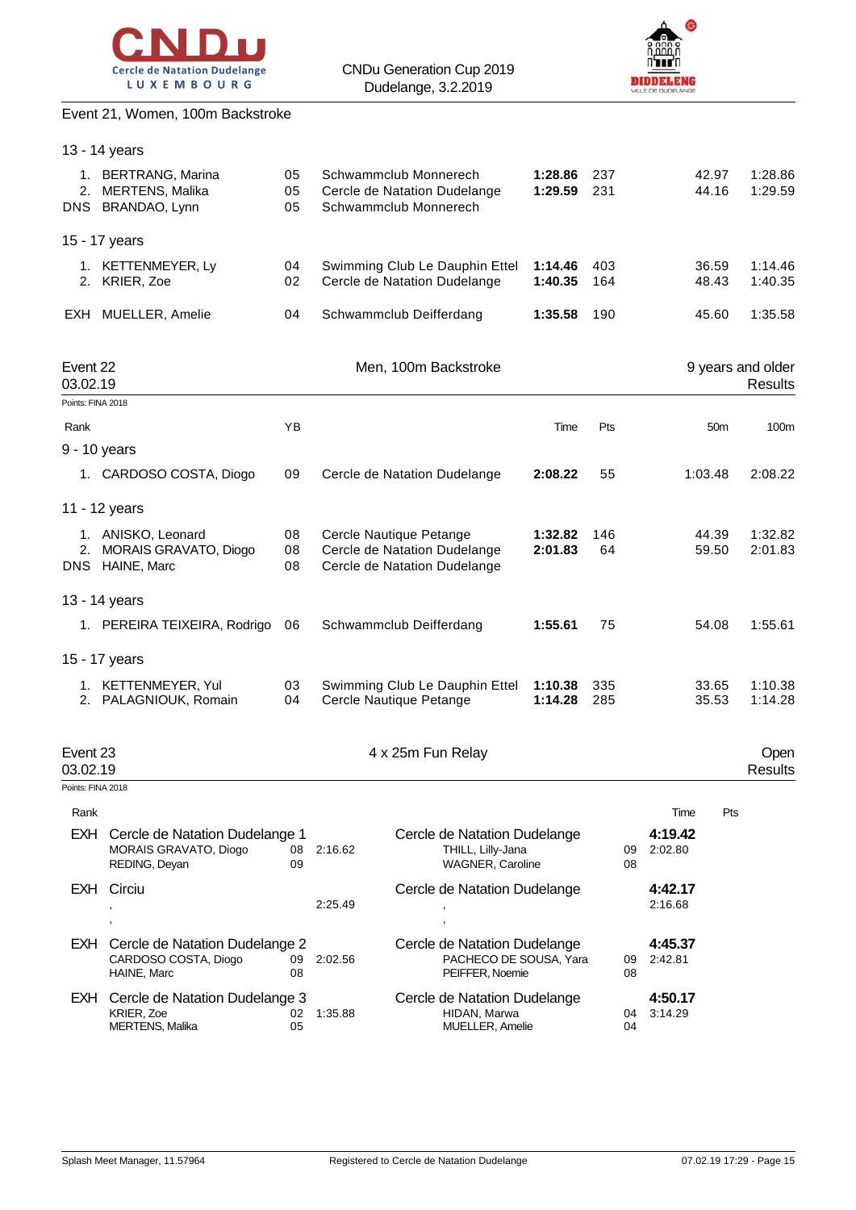CNDu Generation Cup 2019
Dudelange, 3.2.2019

### Event 21, Women, 100m Backstroke

| Rank | Name | YB | Club | Time | Pts | 50m | 100m |
|---|---|---|---|---|---|---|---|
| **13 - 14 years** | | | | | | | |
| 1. | BERTRANG, Marina | 05 | Schwammclub Monnerech | **1:28.86** | 237 | 42.97 | 1:28.86 |
| 2. | MERTENS, Malika | 05 | Cercle de Natation Dudelange | **1:29.59** | 231 | 44.16 | 1:29.59 |
| DNS | BRANDAO, Lynn | 05 | Schwammclub Monnerech | | | | |
| **15 - 17 years** | | | | | | | |
| 1. | KETTENMEYER, Ly | 04 | Swimming Club Le Dauphin Ettel | **1:14.46** | 403 | 36.59 | 1:14.46 |
| 2. | KRIER, Zoe | 02 | Cercle de Natation Dudelange | **1:40.35** | 164 | 48.43 | 1:40.35 |
| EXH | MUELLER, Amelie | 04 | Schwammclub Deifferdang | **1:35.58** | 190 | 45.60 | 1:35.58 |

### Event 22 — Men, 100m Backstroke — 9 years and older

03.02.19 — Results

Points: FINA 2018

| Rank | Name | YB | Club | Time | Pts | 50m | 100m |
|---|---|---|---|---|---|---|---|
| **9 - 10 years** | | | | | | | |
| 1. | CARDOSO COSTA, Diogo | 09 | Cercle de Natation Dudelange | **2:08.22** | 55 | 1:03.48 | 2:08.22 |
| **11 - 12 years** | | | | | | | |
| 1. | ANISKO, Leonard | 08 | Cercle Nautique Petange | **1:32.82** | 146 | 44.39 | 1:32.82 |
| 2. | MORAIS GRAVATO, Diogo | 08 | Cercle de Natation Dudelange | **2:01.83** | 64 | 59.50 | 2:01.83 |
| DNS | HAINE, Marc | 08 | Cercle de Natation Dudelange | | | | |
| **13 - 14 years** | | | | | | | |
| 1. | PEREIRA TEIXEIRA, Rodrigo | 06 | Schwammclub Deifferdang | **1:55.61** | 75 | 54.08 | 1:55.61 |
| **15 - 17 years** | | | | | | | |
| 1. | KETTENMEYER, Yul | 03 | Swimming Club Le Dauphin Ettel | **1:10.38** | 335 | 33.65 | 1:10.38 |
| 2. | PALAGNIOUK, Romain | 04 | Cercle Nautique Petange | **1:14.28** | 285 | 35.53 | 1:14.28 |

### Event 23 — 4 x 25m Fun Relay — Open

03.02.19 — Results

Points: FINA 2018

| Rank | Team | YB | Split | Club | YB | Time / Split | Pts |
|---|---|---|---|---|---|---|---|
| EXH | Cercle de Natation Dudelange 1 | | | Cercle de Natation Dudelange | | **4:19.42** | |
| | MORAIS GRAVATO, Diogo | 08 | 2:16.62 | THILL, Lilly-Jana | 09 | 2:02.80 | |
| | REDING, Deyan | 09 | | WAGNER, Caroline | 08 | | |
| EXH | Circiu | | | Cercle de Natation Dudelange | | **4:42.17** | |
| | , | | 2:25.49 | , | | 2:16.68 | |
| | , | | | , | | | |
| EXH | Cercle de Natation Dudelange 2 | | | Cercle de Natation Dudelange | | **4:45.37** | |
| | CARDOSO COSTA, Diogo | 09 | 2:02.56 | PACHECO DE SOUSA, Yara | 09 | 2:42.81 | |
| | HAINE, Marc | 08 | | PEIFFER, Noemie | 08 | | |
| EXH | Cercle de Natation Dudelange 3 | | | Cercle de Natation Dudelange | | **4:50.17** | |
| | KRIER, Zoe | 02 | 1:35.88 | HIDAN, Marwa | 04 | 3:14.29 | |
| | MERTENS, Malika | 05 | | MUELLER, Amelie | 04 | | |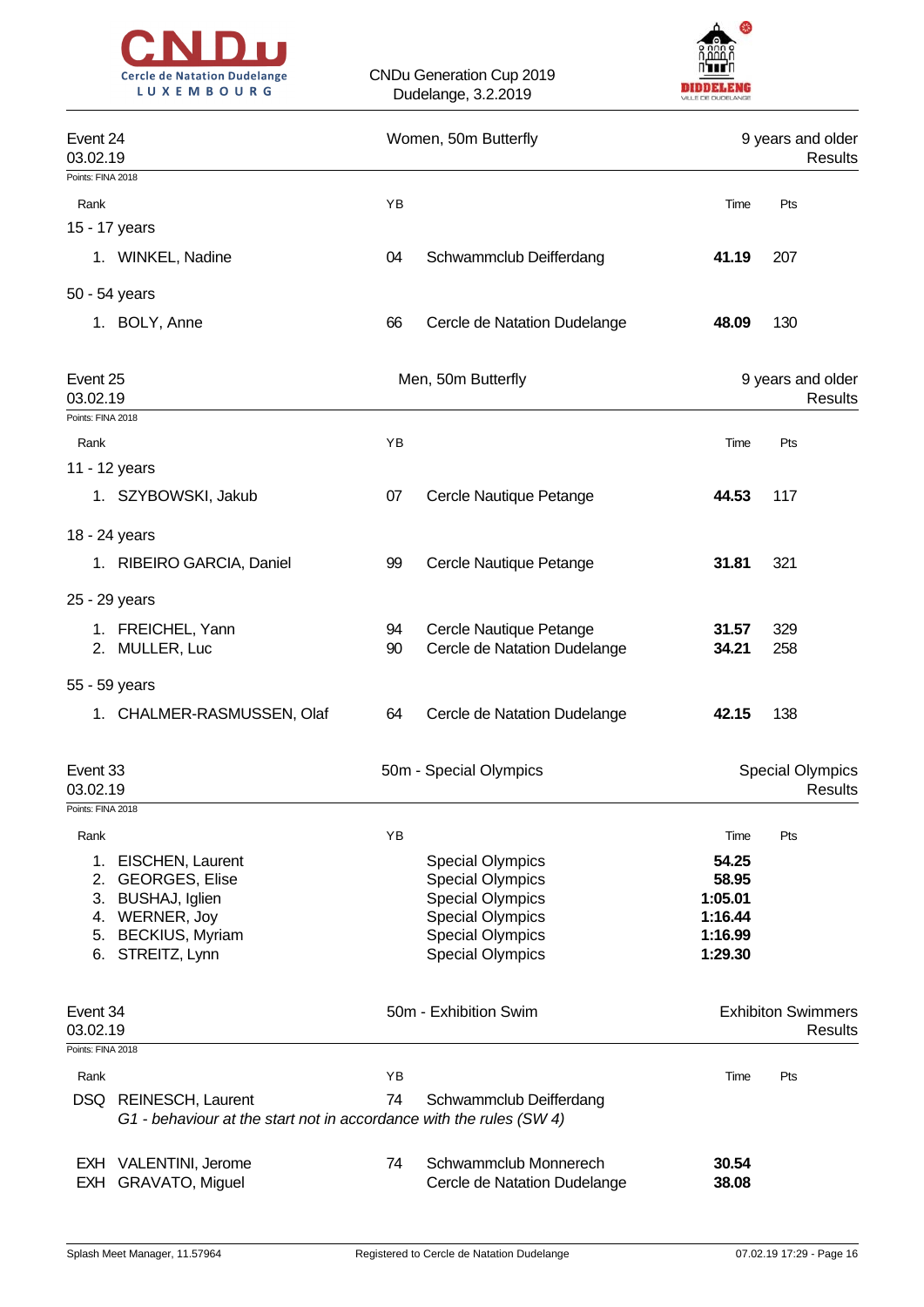## Event 24 — Women, 50m Butterfly — 9 years and older

03.02.19 — Results

Points: FINA 2018

| Rank | | YB | | Time | Pts |
|---|---|---|---|---|---|
| **15 - 17 years** | | | | | |
| 1. | WINKEL, Nadine | 04 | Schwammclub Deifferdang | **41.19** | 207 |
| **50 - 54 years** | | | | | |
| 1. | BOLY, Anne | 66 | Cercle de Natation Dudelange | **48.09** | 130 |

## Event 25 — Men, 50m Butterfly — 9 years and older

03.02.19 — Results

Points: FINA 2018

| Rank | | YB | | Time | Pts |
|---|---|---|---|---|---|
| **11 - 12 years** | | | | | |
| 1. | SZYBOWSKI, Jakub | 07 | Cercle Nautique Petange | **44.53** | 117 |
| **18 - 24 years** | | | | | |
| 1. | RIBEIRO GARCIA, Daniel | 99 | Cercle Nautique Petange | **31.81** | 321 |
| **25 - 29 years** | | | | | |
| 1. | FREICHEL, Yann | 94 | Cercle Nautique Petange | **31.57** | 329 |
| 2. | MULLER, Luc | 90 | Cercle de Natation Dudelange | **34.21** | 258 |
| **55 - 59 years** | | | | | |
| 1. | CHALMER-RASMUSSEN, Olaf | 64 | Cercle de Natation Dudelange | **42.15** | 138 |

## Event 33 — 50m - Special Olympics — Special Olympics

03.02.19 — Results

Points: FINA 2018

| Rank | | YB | | Time | Pts |
|---|---|---|---|---|---|
| 1. | EISCHEN, Laurent | | Special Olympics | **54.25** | |
| 2. | GEORGES, Elise | | Special Olympics | **58.95** | |
| 3. | BUSHAJ, Iglien | | Special Olympics | **1:05.01** | |
| 4. | WERNER, Joy | | Special Olympics | **1:16.44** | |
| 5. | BECKIUS, Myriam | | Special Olympics | **1:16.99** | |
| 6. | STREITZ, Lynn | | Special Olympics | **1:29.30** | |

## Event 34 — 50m - Exhibition Swim — Exhibiton Swimmers

03.02.19 — Results

Points: FINA 2018

| Rank | | YB | | Time | Pts |
|---|---|---|---|---|---|
| DSQ | REINESCH, Laurent | 74 | Schwammclub Deifferdang | | |
| | *G1 - behaviour at the start not in accordance with the rules (SW 4)* | | | | |
| EXH | VALENTINI, Jerome | 74 | Schwammclub Monnerech | **30.54** | |
| EXH | GRAVATO, Miguel | | Cercle de Natation Dudelange | **38.08** | |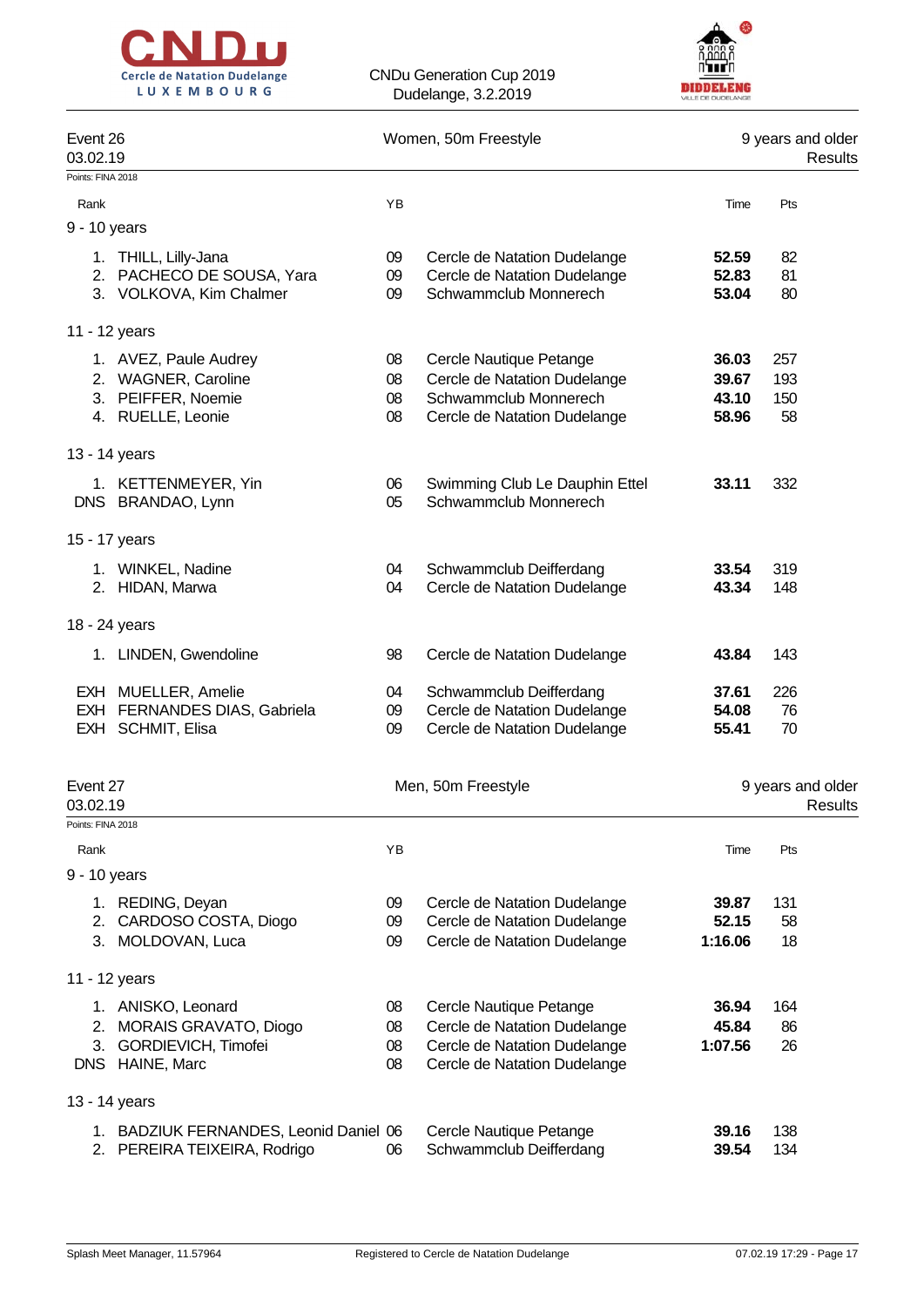CNDu Generation Cup 2019
Dudelange, 3.2.2019

## Event 26 — Women, 50m Freestyle — 9 years and older

03.02.19 — Results

Points: FINA 2018

| Rank | Name | YB | Club | Time | Pts |
|---|---|---|---|---|---|
| **9 - 10 years** | | | | | |
| 1. | THILL, Lilly-Jana | 09 | Cercle de Natation Dudelange | **52.59** | 82 |
| 2. | PACHECO DE SOUSA, Yara | 09 | Cercle de Natation Dudelange | **52.83** | 81 |
| 3. | VOLKOVA, Kim Chalmer | 09 | Schwammclub Monnerech | **53.04** | 80 |
| **11 - 12 years** | | | | | |
| 1. | AVEZ, Paule Audrey | 08 | Cercle Nautique Petange | **36.03** | 257 |
| 2. | WAGNER, Caroline | 08 | Cercle de Natation Dudelange | **39.67** | 193 |
| 3. | PEIFFER, Noemie | 08 | Schwammclub Monnerech | **43.10** | 150 |
| 4. | RUELLE, Leonie | 08 | Cercle de Natation Dudelange | **58.96** | 58 |
| **13 - 14 years** | | | | | |
| 1. | KETTENMEYER, Yin | 06 | Swimming Club Le Dauphin Ettel | **33.11** | 332 |
| DNS | BRANDAO, Lynn | 05 | Schwammclub Monnerech | | |
| **15 - 17 years** | | | | | |
| 1. | WINKEL, Nadine | 04 | Schwammclub Deifferdang | **33.54** | 319 |
| 2. | HIDAN, Marwa | 04 | Cercle de Natation Dudelange | **43.34** | 148 |
| **18 - 24 years** | | | | | |
| 1. | LINDEN, Gwendoline | 98 | Cercle de Natation Dudelange | **43.84** | 143 |
| EXH | MUELLER, Amelie | 04 | Schwammclub Deifferdang | **37.61** | 226 |
| EXH | FERNANDES DIAS, Gabriela | 09 | Cercle de Natation Dudelange | **54.08** | 76 |
| EXH | SCHMIT, Elisa | 09 | Cercle de Natation Dudelange | **55.41** | 70 |

## Event 27 — Men, 50m Freestyle — 9 years and older

03.02.19 — Results

Points: FINA 2018

| Rank | Name | YB | Club | Time | Pts |
|---|---|---|---|---|---|
| **9 - 10 years** | | | | | |
| 1. | REDING, Deyan | 09 | Cercle de Natation Dudelange | **39.87** | 131 |
| 2. | CARDOSO COSTA, Diogo | 09 | Cercle de Natation Dudelange | **52.15** | 58 |
| 3. | MOLDOVAN, Luca | 09 | Cercle de Natation Dudelange | **1:16.06** | 18 |
| **11 - 12 years** | | | | | |
| 1. | ANISKO, Leonard | 08 | Cercle Nautique Petange | **36.94** | 164 |
| 2. | MORAIS GRAVATO, Diogo | 08 | Cercle de Natation Dudelange | **45.84** | 86 |
| 3. | GORDIEVICH, Timofei | 08 | Cercle de Natation Dudelange | **1:07.56** | 26 |
| DNS | HAINE, Marc | 08 | Cercle de Natation Dudelange | | |
| **13 - 14 years** | | | | | |
| 1. | BADZIUK FERNANDES, Leonid Daniel | 06 | Cercle Nautique Petange | **39.16** | 138 |
| 2. | PEREIRA TEIXEIRA, Rodrigo | 06 | Schwammclub Deifferdang | **39.54** | 134 |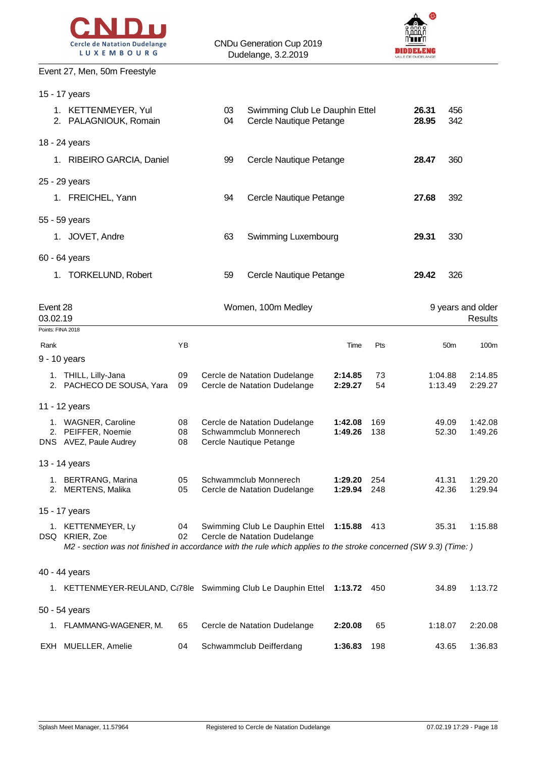Event 27, Men, 50m Freestyle

| | | | | |
|---|---|---|---|---|
| **15 - 17 years** | | | | |
| 1. KETTENMEYER, Yul | 03 | Swimming Club Le Dauphin Ettel | **26.31** | 456 |
| 2. PALAGNIOUK, Romain | 04 | Cercle Nautique Petange | **28.95** | 342 |
| **18 - 24 years** | | | | |
| 1. RIBEIRO GARCIA, Daniel | 99 | Cercle Nautique Petange | **28.47** | 360 |
| **25 - 29 years** | | | | |
| 1. FREICHEL, Yann | 94 | Cercle Nautique Petange | **27.68** | 392 |
| **55 - 59 years** | | | | |
| 1. JOVET, Andre | 63 | Swimming Luxembourg | **29.31** | 330 |
| **60 - 64 years** | | | | |
| 1. TORKELUND, Robert | 59 | Cercle Nautique Petange | **29.42** | 326 |

Event 28 — Women, 100m Medley — 9 years and older

03.02.19 — Results

Points: FINA 2018

| Rank | | YB | | Time | Pts | 50m | 100m |
|---|---|---|---|---|---|---|---|
| **9 - 10 years** | | | | | | | |
| 1. | THILL, Lilly-Jana | 09 | Cercle de Natation Dudelange | **2:14.85** | 73 | 1:04.88 | 2:14.85 |
| 2. | PACHECO DE SOUSA, Yara | 09 | Cercle de Natation Dudelange | **2:29.27** | 54 | 1:13.49 | 2:29.27 |
| **11 - 12 years** | | | | | | | |
| 1. | WAGNER, Caroline | 08 | Cercle de Natation Dudelange | **1:42.08** | 169 | 49.09 | 1:42.08 |
| 2. | PEIFFER, Noemie | 08 | Schwammclub Monnerech | **1:49.26** | 138 | 52.30 | 1:49.26 |
| DNS | AVEZ, Paule Audrey | 08 | Cercle Nautique Petange | | | | |
| **13 - 14 years** | | | | | | | |
| 1. | BERTRANG, Marina | 05 | Schwammclub Monnerech | **1:29.20** | 254 | 41.31 | 1:29.20 |
| 2. | MERTENS, Malika | 05 | Cercle de Natation Dudelange | **1:29.94** | 248 | 42.36 | 1:29.94 |
| **15 - 17 years** | | | | | | | |
| 1. | KETTENMEYER, Ly | 04 | Swimming Club Le Dauphin Ettel | **1:15.88** | 413 | 35.31 | 1:15.88 |
| DSQ | KRIER, Zoe | 02 | Cercle de Natation Dudelange | | | | |
| | *M2 - section was not finished in accordance with the rule which applies to the stroke concerned (SW 9.3) (Time: )* | | | | | | |
| **40 - 44 years** | | | | | | | |
| 1. | KETTENMEYER-REULAND, Cá78le | | Swimming Club Le Dauphin Ettel | **1:13.72** | 450 | 34.89 | 1:13.72 |
| **50 - 54 years** | | | | | | | |
| 1. | FLAMMANG-WAGENER, M. | 65 | Cercle de Natation Dudelange | **2:20.08** | 65 | 1:18.07 | 2:20.08 |
| EXH | MUELLER, Amelie | 04 | Schwammclub Deifferdang | **1:36.83** | 198 | 43.65 | 1:36.83 |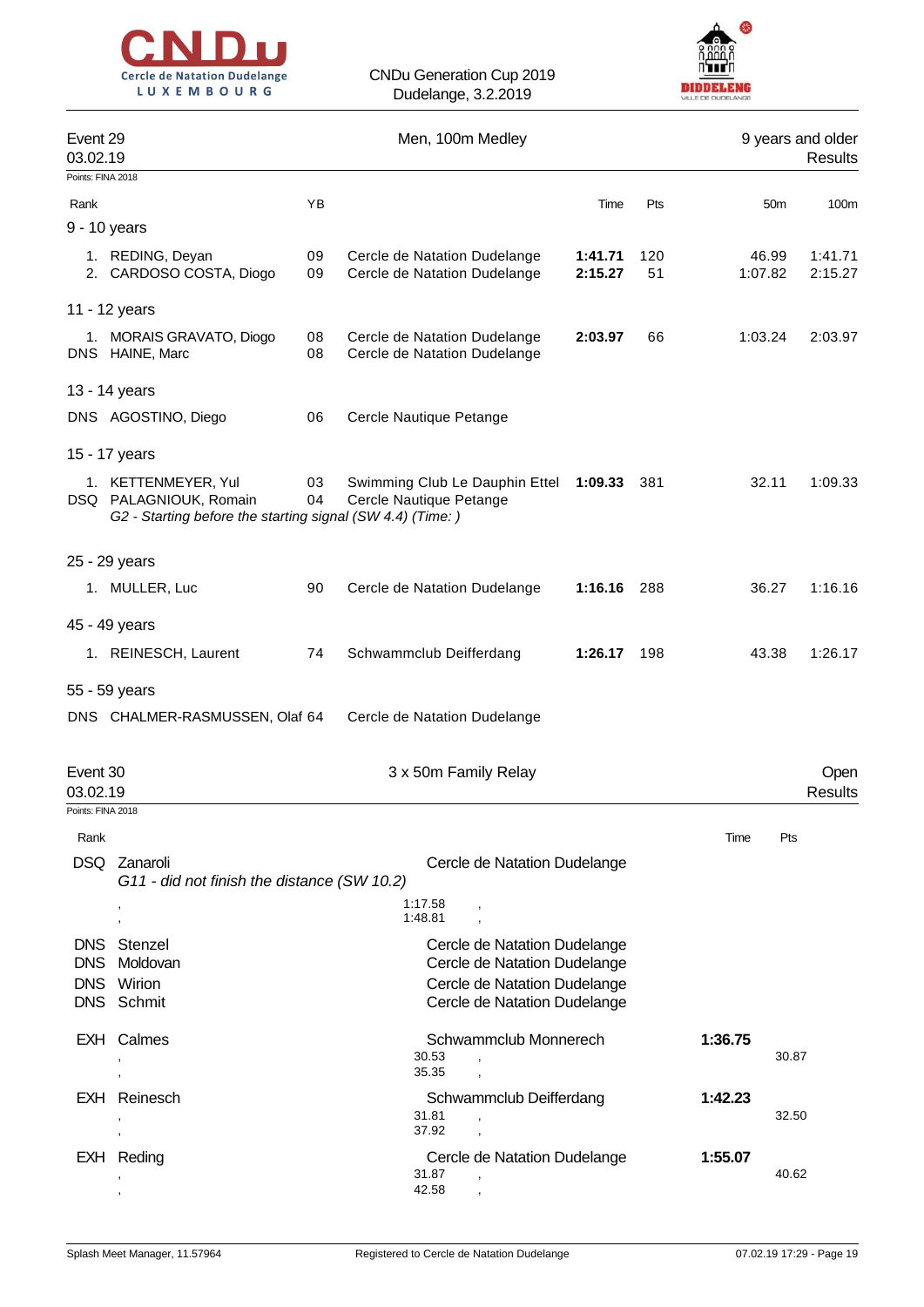CNDu Generation Cup 2019
Dudelange, 3.2.2019

## Event 29 — Men, 100m Medley — 9 years and older

03.02.19 — Results

Points: FINA 2018

| Rank | | YB | | Time | Pts | 50m | 100m |
|---|---|---|---|---|---|---|---|
| **9 - 10 years** | | | | | | | |
| 1. | REDING, Deyan | 09 | Cercle de Natation Dudelange | **1:41.71** | 120 | 46.99 | 1:41.71 |
| 2. | CARDOSO COSTA, Diogo | 09 | Cercle de Natation Dudelange | **2:15.27** | 51 | 1:07.82 | 2:15.27 |
| **11 - 12 years** | | | | | | | |
| 1. | MORAIS GRAVATO, Diogo | 08 | Cercle de Natation Dudelange | **2:03.97** | 66 | 1:03.24 | 2:03.97 |
| DNS | HAINE, Marc | 08 | Cercle de Natation Dudelange | | | | |
| **13 - 14 years** | | | | | | | |
| DNS | AGOSTINO, Diego | 06 | Cercle Nautique Petange | | | | |
| **15 - 17 years** | | | | | | | |
| 1. | KETTENMEYER, Yul | 03 | Swimming Club Le Dauphin Ettel | **1:09.33** | 381 | 32.11 | 1:09.33 |
| DSQ | PALAGNIOUK, Romain | 04 | Cercle Nautique Petange | | | | |
| | *G2 - Starting before the starting signal (SW 4.4) (Time: )* | | | | | | |
| **25 - 29 years** | | | | | | | |
| 1. | MULLER, Luc | 90 | Cercle de Natation Dudelange | **1:16.16** | 288 | 36.27 | 1:16.16 |
| **45 - 49 years** | | | | | | | |
| 1. | REINESCH, Laurent | 74 | Schwammclub Deifferdang | **1:26.17** | 198 | 43.38 | 1:26.17 |
| **55 - 59 years** | | | | | | | |
| DNS | CHALMER-RASMUSSEN, Olaf | 64 | Cercle de Natation Dudelange | | | | |

## Event 30 — 3 x 50m Family Relay — Open

03.02.19 — Results

Points: FINA 2018

| Rank | | | Time | Pts |
|---|---|---|---|---|
| DSQ | Zanaroli | Cercle de Natation Dudelange | | |
| | *G11 - did not finish the distance (SW 10.2)* | | | |
| | , | 1:17.58 , | | |
| | , | 1:48.81 , | | |
| DNS | Stenzel | Cercle de Natation Dudelange | | |
| DNS | Moldovan | Cercle de Natation Dudelange | | |
| DNS | Wirion | Cercle de Natation Dudelange | | |
| DNS | Schmit | Cercle de Natation Dudelange | | |
| EXH | Calmes | Schwammclub Monnerech | **1:36.75** | |
| | , | 30.53 , | | 30.87 |
| | , | 35.35 , | | |
| EXH | Reinesch | Schwammclub Deifferdang | **1:42.23** | |
| | , | 31.81 , | | 32.50 |
| | , | 37.92 , | | |
| EXH | Reding | Cercle de Natation Dudelange | **1:55.07** | |
| | , | 31.87 , | | 40.62 |
| | , | 42.58 , | | |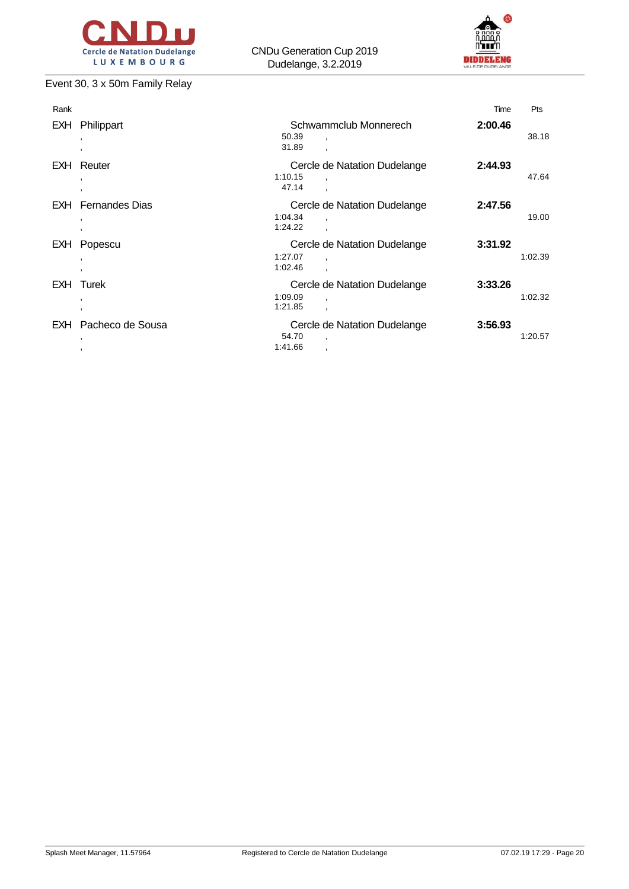CNDu Generation Cup 2019
Dudelange, 3.2.2019

## Event 30, 3 x 50m Family Relay

| Rank | | | Time | Pts |
|---|---|---|---|---|
| EXH | Philippart | Schwammclub Monnerech | **2:00.46** | 38.18 |
| | , | 50.39 , | | |
| | , | 31.89 , | | |
| EXH | Reuter | Cercle de Natation Dudelange | **2:44.93** | 47.64 |
| | , | 1:10.15 , | | |
| | , | 47.14 , | | |
| EXH | Fernandes Dias | Cercle de Natation Dudelange | **2:47.56** | 19.00 |
| | , | 1:04.34 , | | |
| | , | 1:24.22 , | | |
| EXH | Popescu | Cercle de Natation Dudelange | **3:31.92** | 1:02.39 |
| | , | 1:27.07 , | | |
| | , | 1:02.46 , | | |
| EXH | Turek | Cercle de Natation Dudelange | **3:33.26** | 1:02.32 |
| | , | 1:09.09 , | | |
| | , | 1:21.85 , | | |
| EXH | Pacheco de Sousa | Cercle de Natation Dudelange | **3:56.93** | 1:20.57 |
| | , | 54.70 , | | |
| | , | 1:41.66 , | | |